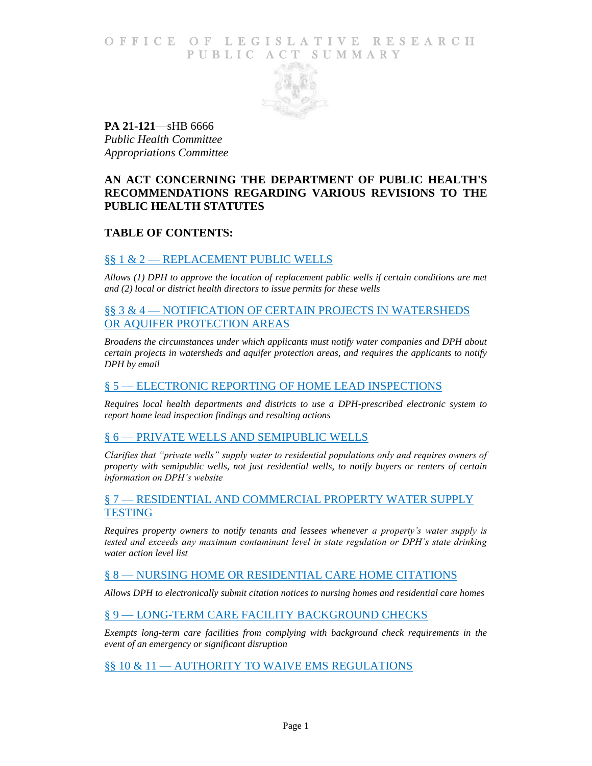# OFFICE OF LEGISLATIVE RESEARCH
## PUBLIC ACT SUMMARY

**PA 21-121**—sHB 6666
*Public Health Committee*
*Appropriations Committee*

## AN ACT CONCERNING THE DEPARTMENT OF PUBLIC HEALTH'S RECOMMENDATIONS REGARDING VARIOUS REVISIONS TO THE PUBLIC HEALTH STATUTES

## TABLE OF CONTENTS:

### §§ 1 & 2 — REPLACEMENT PUBLIC WELLS

*Allows (1) DPH to approve the location of replacement public wells if certain conditions are met and (2) local or district health directors to issue permits for these wells*

### §§ 3 & 4 — NOTIFICATION OF CERTAIN PROJECTS IN WATERSHEDS OR AQUIFER PROTECTION AREAS

*Broadens the circumstances under which applicants must notify water companies and DPH about certain projects in watersheds and aquifer protection areas, and requires the applicants to notify DPH by email*

### § 5 — ELECTRONIC REPORTING OF HOME LEAD INSPECTIONS

*Requires local health departments and districts to use a DPH-prescribed electronic system to report home lead inspection findings and resulting actions*

### § 6 — PRIVATE WELLS AND SEMIPUBLIC WELLS

*Clarifies that "private wells" supply water to residential populations only and requires owners of property with semipublic wells, not just residential wells, to notify buyers or renters of certain information on DPH's website*

### § 7 — RESIDENTIAL AND COMMERCIAL PROPERTY WATER SUPPLY TESTING

*Requires property owners to notify tenants and lessees whenever a property's water supply is tested and exceeds any maximum contaminant level in state regulation or DPH's state drinking water action level list*

### § 8 — NURSING HOME OR RESIDENTIAL CARE HOME CITATIONS

*Allows DPH to electronically submit citation notices to nursing homes and residential care homes*

### § 9 — LONG-TERM CARE FACILITY BACKGROUND CHECKS

*Exempts long-term care facilities from complying with background check requirements in the event of an emergency or significant disruption*

### §§ 10 & 11 — AUTHORITY TO WAIVE EMS REGULATIONS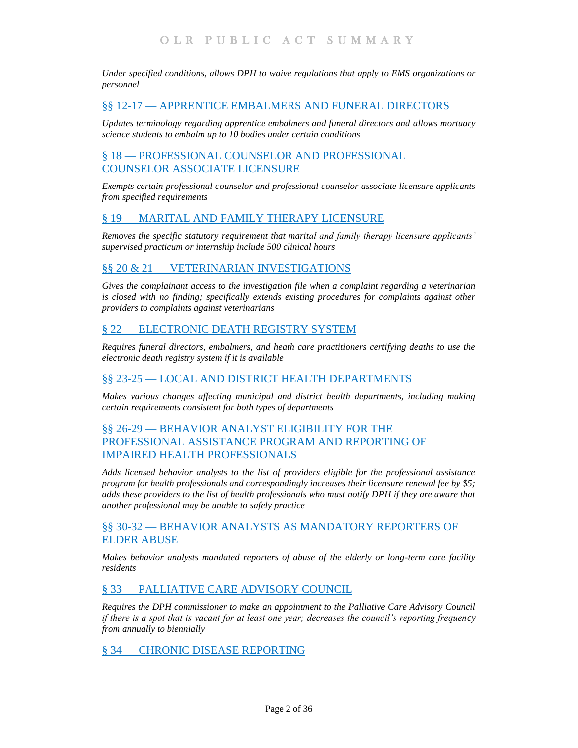*Under specified conditions, allows DPH to waive regulations that apply to EMS organizations or personnel*

## §§ 12-17 — APPRENTICE EMBALMERS AND FUNERAL DIRECTORS

*Updates terminology regarding apprentice embalmers and funeral directors and allows mortuary science students to embalm up to 10 bodies under certain conditions*

## § 18 — PROFESSIONAL COUNSELOR AND PROFESSIONAL COUNSELOR ASSOCIATE LICENSURE

*Exempts certain professional counselor and professional counselor associate licensure applicants from specified requirements*

## § 19 — MARITAL AND FAMILY THERAPY LICENSURE

*Removes the specific statutory requirement that marital and family therapy licensure applicants' supervised practicum or internship include 500 clinical hours*

## §§ 20 & 21 — VETERINARIAN INVESTIGATIONS

*Gives the complainant access to the investigation file when a complaint regarding a veterinarian is closed with no finding; specifically extends existing procedures for complaints against other providers to complaints against veterinarians*

## § 22 — ELECTRONIC DEATH REGISTRY SYSTEM

*Requires funeral directors, embalmers, and heath care practitioners certifying deaths to use the electronic death registry system if it is available*

## §§ 23-25 — LOCAL AND DISTRICT HEALTH DEPARTMENTS

*Makes various changes affecting municipal and district health departments, including making certain requirements consistent for both types of departments*

## §§ 26-29 — BEHAVIOR ANALYST ELIGIBILITY FOR THE PROFESSIONAL ASSISTANCE PROGRAM AND REPORTING OF IMPAIRED HEALTH PROFESSIONALS

*Adds licensed behavior analysts to the list of providers eligible for the professional assistance program for health professionals and correspondingly increases their licensure renewal fee by $5; adds these providers to the list of health professionals who must notify DPH if they are aware that another professional may be unable to safely practice*

## §§ 30-32 — BEHAVIOR ANALYSTS AS MANDATORY REPORTERS OF ELDER ABUSE

*Makes behavior analysts mandated reporters of abuse of the elderly or long-term care facility residents*

## § 33 — PALLIATIVE CARE ADVISORY COUNCIL

*Requires the DPH commissioner to make an appointment to the Palliative Care Advisory Council if there is a spot that is vacant for at least one year; decreases the council's reporting frequency from annually to biennially*

## § 34 — CHRONIC DISEASE REPORTING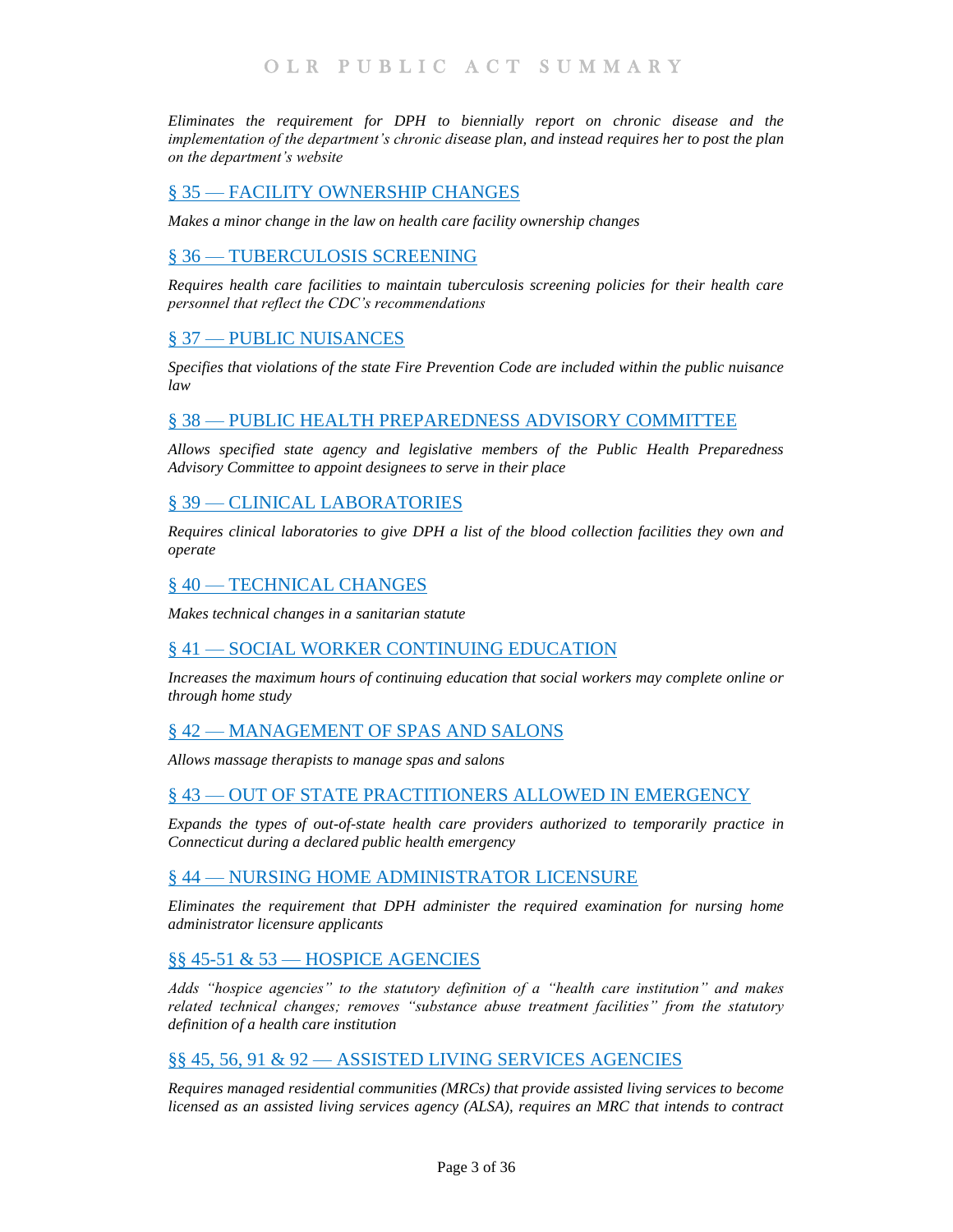*Eliminates the requirement for DPH to biennially report on chronic disease and the implementation of the department's chronic disease plan, and instead requires her to post the plan on the department's website*

## § 35 — FACILITY OWNERSHIP CHANGES

*Makes a minor change in the law on health care facility ownership changes*

## § 36 — TUBERCULOSIS SCREENING

*Requires health care facilities to maintain tuberculosis screening policies for their health care personnel that reflect the CDC's recommendations*

## § 37 — PUBLIC NUISANCES

*Specifies that violations of the state Fire Prevention Code are included within the public nuisance law*

## § 38 — PUBLIC HEALTH PREPAREDNESS ADVISORY COMMITTEE

*Allows specified state agency and legislative members of the Public Health Preparedness Advisory Committee to appoint designees to serve in their place*

## § 39 — CLINICAL LABORATORIES

*Requires clinical laboratories to give DPH a list of the blood collection facilities they own and operate*

## § 40 — TECHNICAL CHANGES

*Makes technical changes in a sanitarian statute*

## § 41 — SOCIAL WORKER CONTINUING EDUCATION

*Increases the maximum hours of continuing education that social workers may complete online or through home study*

## § 42 — MANAGEMENT OF SPAS AND SALONS

*Allows massage therapists to manage spas and salons*

## § 43 — OUT OF STATE PRACTITIONERS ALLOWED IN EMERGENCY

*Expands the types of out-of-state health care providers authorized to temporarily practice in Connecticut during a declared public health emergency*

## § 44 — NURSING HOME ADMINISTRATOR LICENSURE

*Eliminates the requirement that DPH administer the required examination for nursing home administrator licensure applicants*

## §§ 45-51 & 53 — HOSPICE AGENCIES

*Adds "hospice agencies" to the statutory definition of a "health care institution" and makes related technical changes; removes "substance abuse treatment facilities" from the statutory definition of a health care institution*

## §§ 45, 56, 91 & 92 — ASSISTED LIVING SERVICES AGENCIES

*Requires managed residential communities (MRCs) that provide assisted living services to become licensed as an assisted living services agency (ALSA), requires an MRC that intends to contract*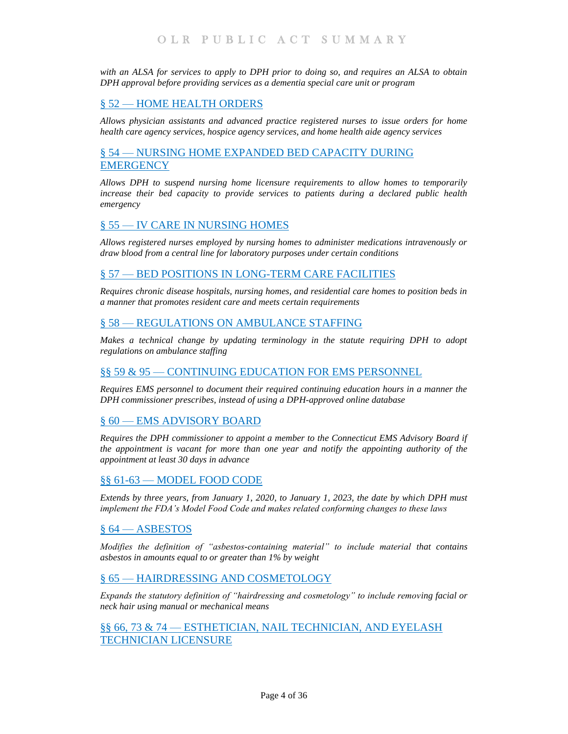*with an ALSA for services to apply to DPH prior to doing so, and requires an ALSA to obtain DPH approval before providing services as a dementia special care unit or program*

## § 52 — HOME HEALTH ORDERS

*Allows physician assistants and advanced practice registered nurses to issue orders for home health care agency services, hospice agency services, and home health aide agency services*

## § 54 — NURSING HOME EXPANDED BED CAPACITY DURING EMERGENCY

*Allows DPH to suspend nursing home licensure requirements to allow homes to temporarily increase their bed capacity to provide services to patients during a declared public health emergency*

## § 55 — IV CARE IN NURSING HOMES

*Allows registered nurses employed by nursing homes to administer medications intravenously or draw blood from a central line for laboratory purposes under certain conditions*

## § 57 — BED POSITIONS IN LONG-TERM CARE FACILITIES

*Requires chronic disease hospitals, nursing homes, and residential care homes to position beds in a manner that promotes resident care and meets certain requirements*

## § 58 — REGULATIONS ON AMBULANCE STAFFING

*Makes a technical change by updating terminology in the statute requiring DPH to adopt regulations on ambulance staffing*

## §§ 59 & 95 — CONTINUING EDUCATION FOR EMS PERSONNEL

*Requires EMS personnel to document their required continuing education hours in a manner the DPH commissioner prescribes, instead of using a DPH-approved online database*

## § 60 — EMS ADVISORY BOARD

*Requires the DPH commissioner to appoint a member to the Connecticut EMS Advisory Board if the appointment is vacant for more than one year and notify the appointing authority of the appointment at least 30 days in advance*

## §§ 61-63 — MODEL FOOD CODE

*Extends by three years, from January 1, 2020, to January 1, 2023, the date by which DPH must implement the FDA's Model Food Code and makes related conforming changes to these laws*

## § 64 — ASBESTOS

*Modifies the definition of "asbestos-containing material" to include material that contains asbestos in amounts equal to or greater than 1% by weight*

## § 65 — HAIRDRESSING AND COSMETOLOGY

*Expands the statutory definition of "hairdressing and cosmetology" to include removing facial or neck hair using manual or mechanical means*

## §§ 66, 73 & 74 — ESTHETICIAN, NAIL TECHNICIAN, AND EYELASH TECHNICIAN LICENSURE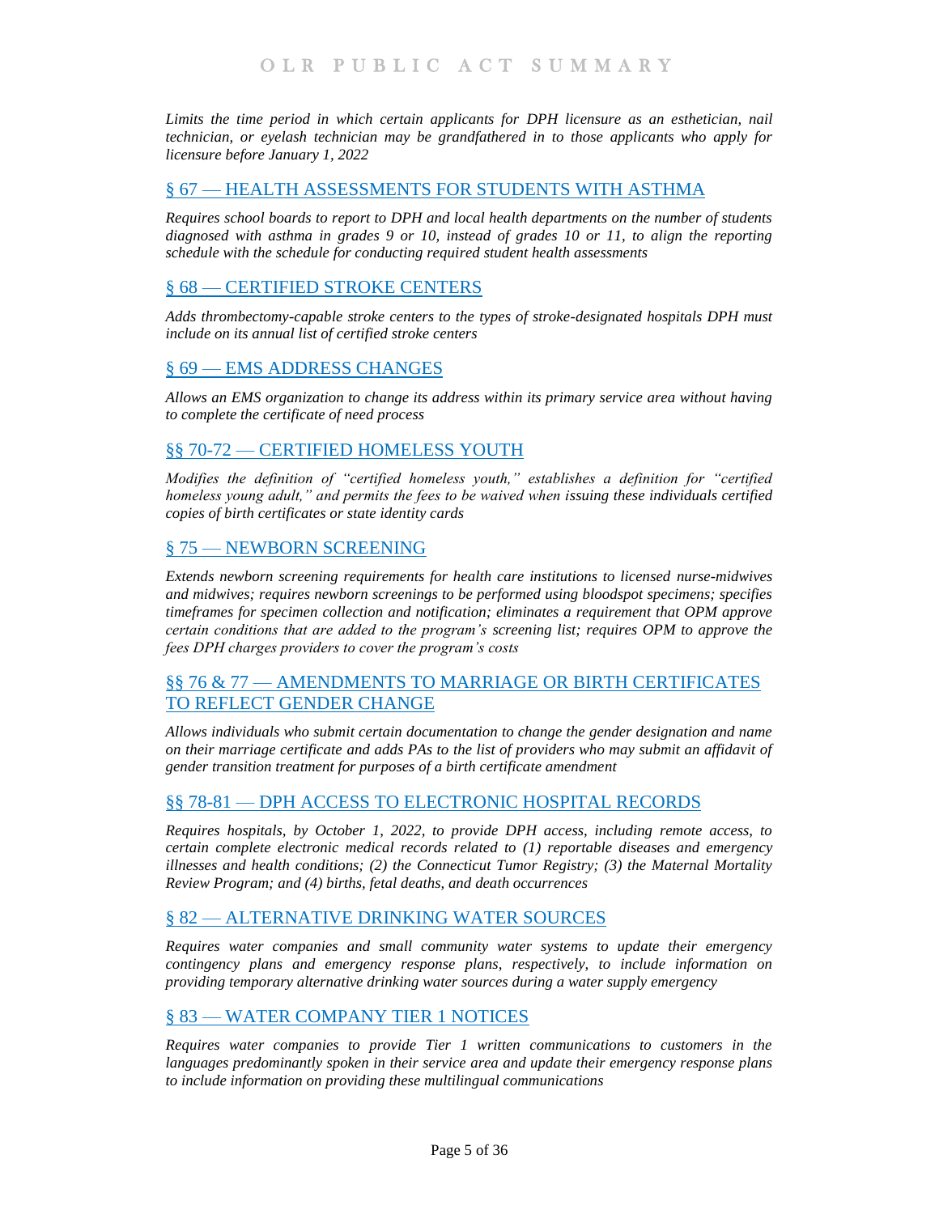*Limits the time period in which certain applicants for DPH licensure as an esthetician, nail technician, or eyelash technician may be grandfathered in to those applicants who apply for licensure before January 1, 2022*

## § 67 — HEALTH ASSESSMENTS FOR STUDENTS WITH ASTHMA

*Requires school boards to report to DPH and local health departments on the number of students diagnosed with asthma in grades 9 or 10, instead of grades 10 or 11, to align the reporting schedule with the schedule for conducting required student health assessments*

## § 68 — CERTIFIED STROKE CENTERS

*Adds thrombectomy-capable stroke centers to the types of stroke-designated hospitals DPH must include on its annual list of certified stroke centers*

## § 69 — EMS ADDRESS CHANGES

*Allows an EMS organization to change its address within its primary service area without having to complete the certificate of need process*

## §§ 70-72 — CERTIFIED HOMELESS YOUTH

*Modifies the definition of "certified homeless youth," establishes a definition for "certified homeless young adult," and permits the fees to be waived when issuing these individuals certified copies of birth certificates or state identity cards*

## § 75 — NEWBORN SCREENING

*Extends newborn screening requirements for health care institutions to licensed nurse-midwives and midwives; requires newborn screenings to be performed using bloodspot specimens; specifies timeframes for specimen collection and notification; eliminates a requirement that OPM approve certain conditions that are added to the program's screening list; requires OPM to approve the fees DPH charges providers to cover the program's costs*

## §§ 76 & 77 — AMENDMENTS TO MARRIAGE OR BIRTH CERTIFICATES TO REFLECT GENDER CHANGE

*Allows individuals who submit certain documentation to change the gender designation and name on their marriage certificate and adds PAs to the list of providers who may submit an affidavit of gender transition treatment for purposes of a birth certificate amendment*

## §§ 78-81 — DPH ACCESS TO ELECTRONIC HOSPITAL RECORDS

*Requires hospitals, by October 1, 2022, to provide DPH access, including remote access, to certain complete electronic medical records related to (1) reportable diseases and emergency illnesses and health conditions; (2) the Connecticut Tumor Registry; (3) the Maternal Mortality Review Program; and (4) births, fetal deaths, and death occurrences*

## § 82 — ALTERNATIVE DRINKING WATER SOURCES

*Requires water companies and small community water systems to update their emergency contingency plans and emergency response plans, respectively, to include information on providing temporary alternative drinking water sources during a water supply emergency*

## § 83 — WATER COMPANY TIER 1 NOTICES

*Requires water companies to provide Tier 1 written communications to customers in the languages predominantly spoken in their service area and update their emergency response plans to include information on providing these multilingual communications*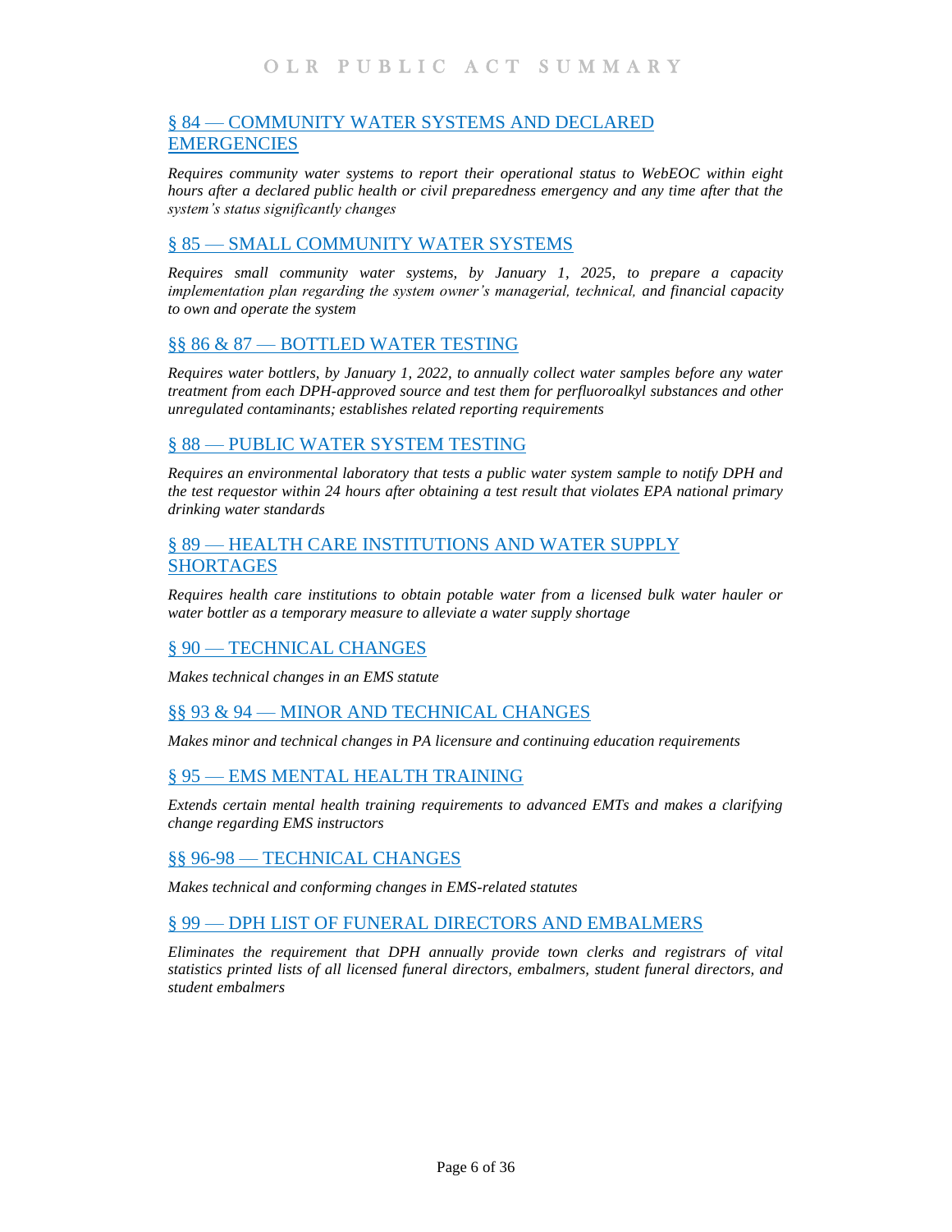## § 84 — COMMUNITY WATER SYSTEMS AND DECLARED EMERGENCIES

*Requires community water systems to report their operational status to WebEOC within eight hours after a declared public health or civil preparedness emergency and any time after that the system's status significantly changes*

## § 85 — SMALL COMMUNITY WATER SYSTEMS

*Requires small community water systems, by January 1, 2025, to prepare a capacity implementation plan regarding the system owner's managerial, technical, and financial capacity to own and operate the system*

## §§ 86 & 87 — BOTTLED WATER TESTING

*Requires water bottlers, by January 1, 2022, to annually collect water samples before any water treatment from each DPH-approved source and test them for perfluoroalkyl substances and other unregulated contaminants; establishes related reporting requirements*

## § 88 — PUBLIC WATER SYSTEM TESTING

*Requires an environmental laboratory that tests a public water system sample to notify DPH and the test requestor within 24 hours after obtaining a test result that violates EPA national primary drinking water standards*

## § 89 — HEALTH CARE INSTITUTIONS AND WATER SUPPLY SHORTAGES

*Requires health care institutions to obtain potable water from a licensed bulk water hauler or water bottler as a temporary measure to alleviate a water supply shortage*

## § 90 — TECHNICAL CHANGES

*Makes technical changes in an EMS statute*

## §§ 93 & 94 — MINOR AND TECHNICAL CHANGES

*Makes minor and technical changes in PA licensure and continuing education requirements*

## § 95 — EMS MENTAL HEALTH TRAINING

*Extends certain mental health training requirements to advanced EMTs and makes a clarifying change regarding EMS instructors*

## §§ 96-98 — TECHNICAL CHANGES

*Makes technical and conforming changes in EMS-related statutes*

## § 99 — DPH LIST OF FUNERAL DIRECTORS AND EMBALMERS

*Eliminates the requirement that DPH annually provide town clerks and registrars of vital statistics printed lists of all licensed funeral directors, embalmers, student funeral directors, and student embalmers*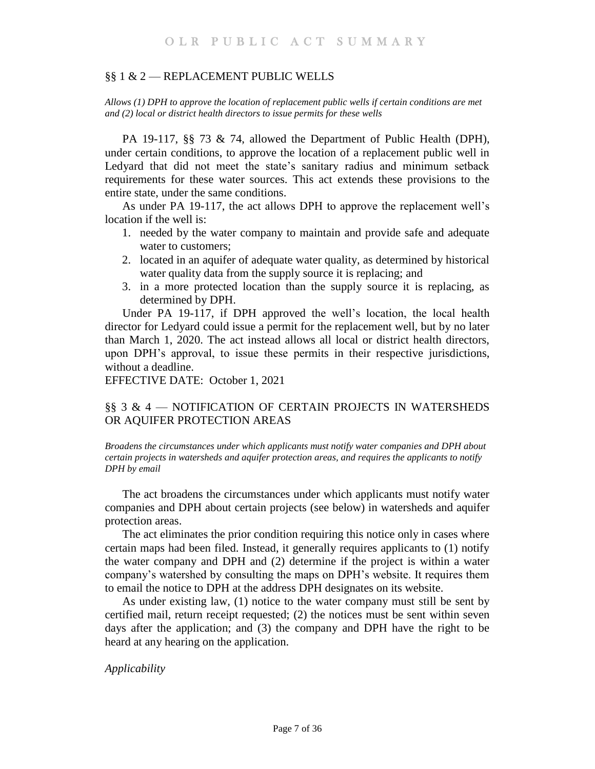## §§ 1 & 2 — REPLACEMENT PUBLIC WELLS

*Allows (1) DPH to approve the location of replacement public wells if certain conditions are met and (2) local or district health directors to issue permits for these wells*

PA 19-117, §§ 73 & 74, allowed the Department of Public Health (DPH), under certain conditions, to approve the location of a replacement public well in Ledyard that did not meet the state's sanitary radius and minimum setback requirements for these water sources. This act extends these provisions to the entire state, under the same conditions.

As under PA 19-117, the act allows DPH to approve the replacement well's location if the well is:

1. needed by the water company to maintain and provide safe and adequate water to customers;
2. located in an aquifer of adequate water quality, as determined by historical water quality data from the supply source it is replacing; and
3. in a more protected location than the supply source it is replacing, as determined by DPH.

Under PA 19-117, if DPH approved the well's location, the local health director for Ledyard could issue a permit for the replacement well, but by no later than March 1, 2020. The act instead allows all local or district health directors, upon DPH's approval, to issue these permits in their respective jurisdictions, without a deadline.

EFFECTIVE DATE: October 1, 2021

## §§ 3 & 4 — NOTIFICATION OF CERTAIN PROJECTS IN WATERSHEDS OR AQUIFER PROTECTION AREAS

*Broadens the circumstances under which applicants must notify water companies and DPH about certain projects in watersheds and aquifer protection areas, and requires the applicants to notify DPH by email*

The act broadens the circumstances under which applicants must notify water companies and DPH about certain projects (see below) in watersheds and aquifer protection areas.

The act eliminates the prior condition requiring this notice only in cases where certain maps had been filed. Instead, it generally requires applicants to (1) notify the water company and DPH and (2) determine if the project is within a water company's watershed by consulting the maps on DPH's website. It requires them to email the notice to DPH at the address DPH designates on its website.

As under existing law, (1) notice to the water company must still be sent by certified mail, return receipt requested; (2) the notices must be sent within seven days after the application; and (3) the company and DPH have the right to be heard at any hearing on the application.

*Applicability*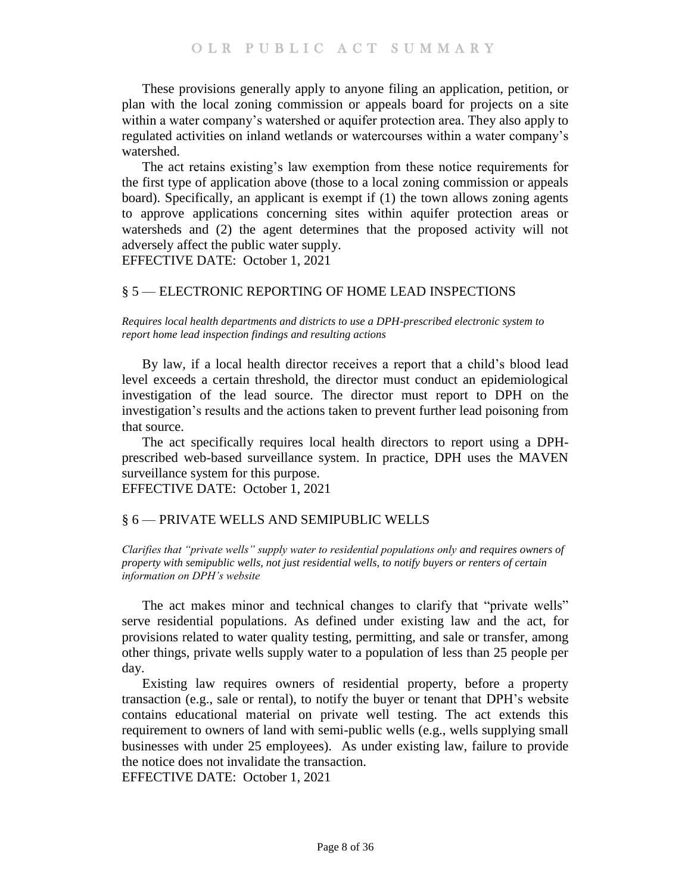These provisions generally apply to anyone filing an application, petition, or plan with the local zoning commission or appeals board for projects on a site within a water company's watershed or aquifer protection area. They also apply to regulated activities on inland wetlands or watercourses within a water company's watershed.

The act retains existing's law exemption from these notice requirements for the first type of application above (those to a local zoning commission or appeals board). Specifically, an applicant is exempt if (1) the town allows zoning agents to approve applications concerning sites within aquifer protection areas or watersheds and (2) the agent determines that the proposed activity will not adversely affect the public water supply.

EFFECTIVE DATE: October 1, 2021

## § 5 — ELECTRONIC REPORTING OF HOME LEAD INSPECTIONS

*Requires local health departments and districts to use a DPH-prescribed electronic system to report home lead inspection findings and resulting actions*

By law, if a local health director receives a report that a child's blood lead level exceeds a certain threshold, the director must conduct an epidemiological investigation of the lead source. The director must report to DPH on the investigation's results and the actions taken to prevent further lead poisoning from that source.

The act specifically requires local health directors to report using a DPH-prescribed web-based surveillance system. In practice, DPH uses the MAVEN surveillance system for this purpose.

EFFECTIVE DATE: October 1, 2021

## § 6 — PRIVATE WELLS AND SEMIPUBLIC WELLS

*Clarifies that "private wells" supply water to residential populations only and requires owners of property with semipublic wells, not just residential wells, to notify buyers or renters of certain information on DPH's website*

The act makes minor and technical changes to clarify that "private wells" serve residential populations. As defined under existing law and the act, for provisions related to water quality testing, permitting, and sale or transfer, among other things, private wells supply water to a population of less than 25 people per day.

Existing law requires owners of residential property, before a property transaction (e.g., sale or rental), to notify the buyer or tenant that DPH's website contains educational material on private well testing. The act extends this requirement to owners of land with semi-public wells (e.g., wells supplying small businesses with under 25 employees). As under existing law, failure to provide the notice does not invalidate the transaction.

EFFECTIVE DATE: October 1, 2021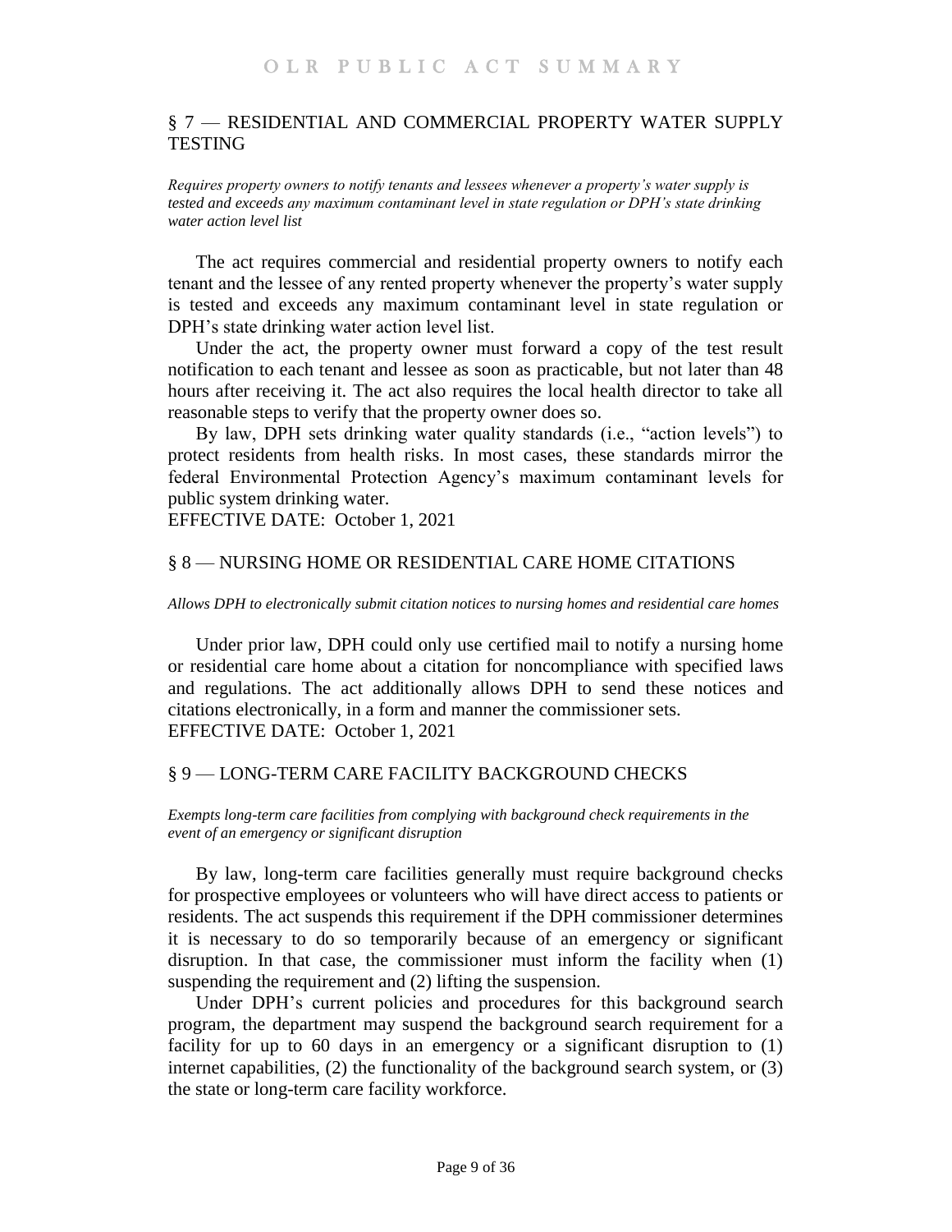## § 7 — RESIDENTIAL AND COMMERCIAL PROPERTY WATER SUPPLY TESTING

*Requires property owners to notify tenants and lessees whenever a property's water supply is tested and exceeds any maximum contaminant level in state regulation or DPH's state drinking water action level list*

The act requires commercial and residential property owners to notify each tenant and the lessee of any rented property whenever the property's water supply is tested and exceeds any maximum contaminant level in state regulation or DPH's state drinking water action level list.

Under the act, the property owner must forward a copy of the test result notification to each tenant and lessee as soon as practicable, but not later than 48 hours after receiving it. The act also requires the local health director to take all reasonable steps to verify that the property owner does so.

By law, DPH sets drinking water quality standards (i.e., "action levels") to protect residents from health risks. In most cases, these standards mirror the federal Environmental Protection Agency's maximum contaminant levels for public system drinking water.

EFFECTIVE DATE: October 1, 2021

## § 8 — NURSING HOME OR RESIDENTIAL CARE HOME CITATIONS

*Allows DPH to electronically submit citation notices to nursing homes and residential care homes*

Under prior law, DPH could only use certified mail to notify a nursing home or residential care home about a citation for noncompliance with specified laws and regulations. The act additionally allows DPH to send these notices and citations electronically, in a form and manner the commissioner sets.

EFFECTIVE DATE: October 1, 2021

## § 9 — LONG-TERM CARE FACILITY BACKGROUND CHECKS

*Exempts long-term care facilities from complying with background check requirements in the event of an emergency or significant disruption*

By law, long-term care facilities generally must require background checks for prospective employees or volunteers who will have direct access to patients or residents. The act suspends this requirement if the DPH commissioner determines it is necessary to do so temporarily because of an emergency or significant disruption. In that case, the commissioner must inform the facility when (1) suspending the requirement and (2) lifting the suspension.

Under DPH's current policies and procedures for this background search program, the department may suspend the background search requirement for a facility for up to 60 days in an emergency or a significant disruption to (1) internet capabilities, (2) the functionality of the background search system, or (3) the state or long-term care facility workforce.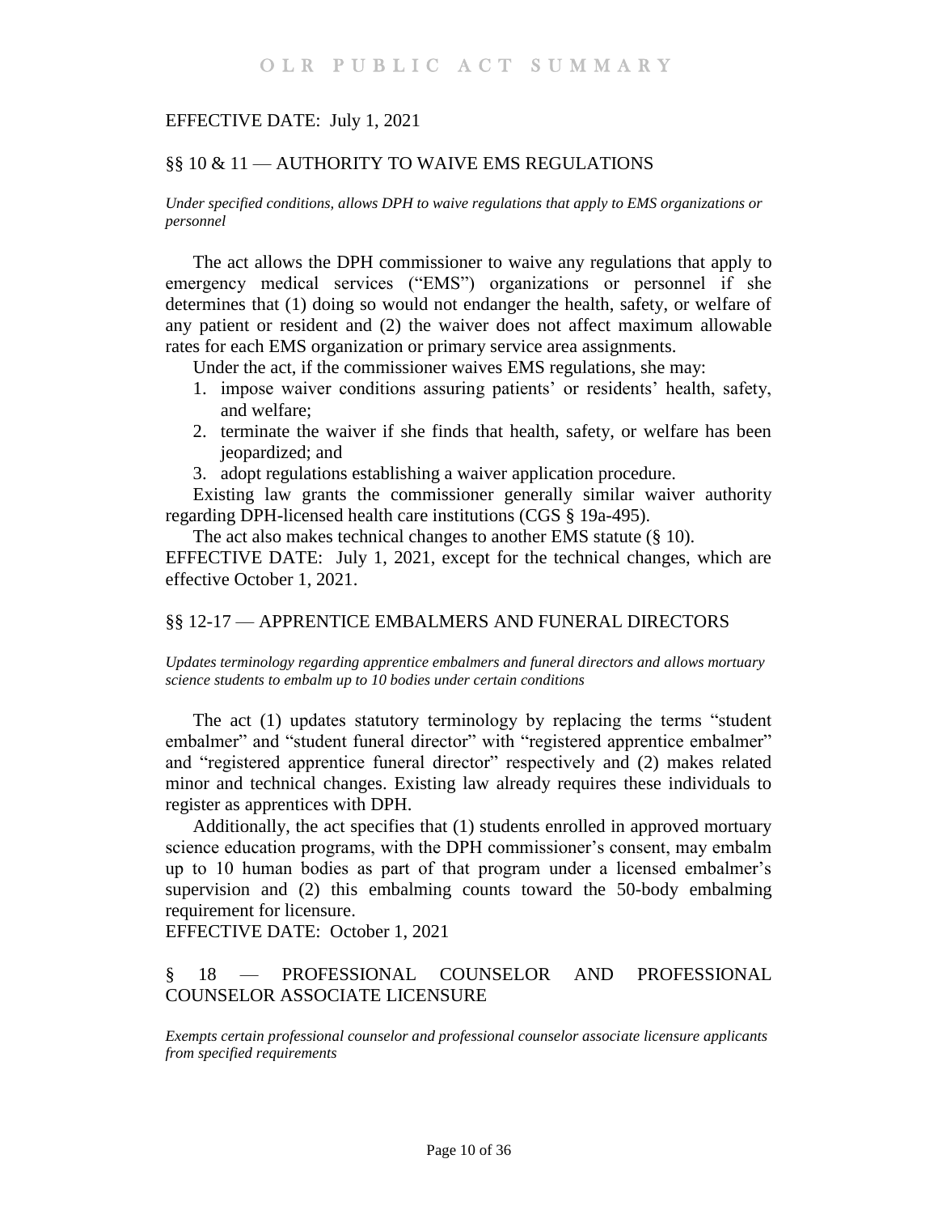EFFECTIVE DATE: July 1, 2021

## §§ 10 & 11 — AUTHORITY TO WAIVE EMS REGULATIONS

*Under specified conditions, allows DPH to waive regulations that apply to EMS organizations or personnel*

The act allows the DPH commissioner to waive any regulations that apply to emergency medical services ("EMS") organizations or personnel if she determines that (1) doing so would not endanger the health, safety, or welfare of any patient or resident and (2) the waiver does not affect maximum allowable rates for each EMS organization or primary service area assignments.

Under the act, if the commissioner waives EMS regulations, she may:

1. impose waiver conditions assuring patients' or residents' health, safety, and welfare;
2. terminate the waiver if she finds that health, safety, or welfare has been jeopardized; and
3. adopt regulations establishing a waiver application procedure.

Existing law grants the commissioner generally similar waiver authority regarding DPH-licensed health care institutions (CGS § 19a-495).

The act also makes technical changes to another EMS statute (§ 10).

EFFECTIVE DATE: July 1, 2021, except for the technical changes, which are effective October 1, 2021.

## §§ 12-17 — APPRENTICE EMBALMERS AND FUNERAL DIRECTORS

*Updates terminology regarding apprentice embalmers and funeral directors and allows mortuary science students to embalm up to 10 bodies under certain conditions*

The act (1) updates statutory terminology by replacing the terms "student embalmer" and "student funeral director" with "registered apprentice embalmer" and "registered apprentice funeral director" respectively and (2) makes related minor and technical changes. Existing law already requires these individuals to register as apprentices with DPH.

Additionally, the act specifies that (1) students enrolled in approved mortuary science education programs, with the DPH commissioner's consent, may embalm up to 10 human bodies as part of that program under a licensed embalmer's supervision and (2) this embalming counts toward the 50-body embalming requirement for licensure.

EFFECTIVE DATE: October 1, 2021

## § 18 — PROFESSIONAL COUNSELOR AND PROFESSIONAL COUNSELOR ASSOCIATE LICENSURE

*Exempts certain professional counselor and professional counselor associate licensure applicants from specified requirements*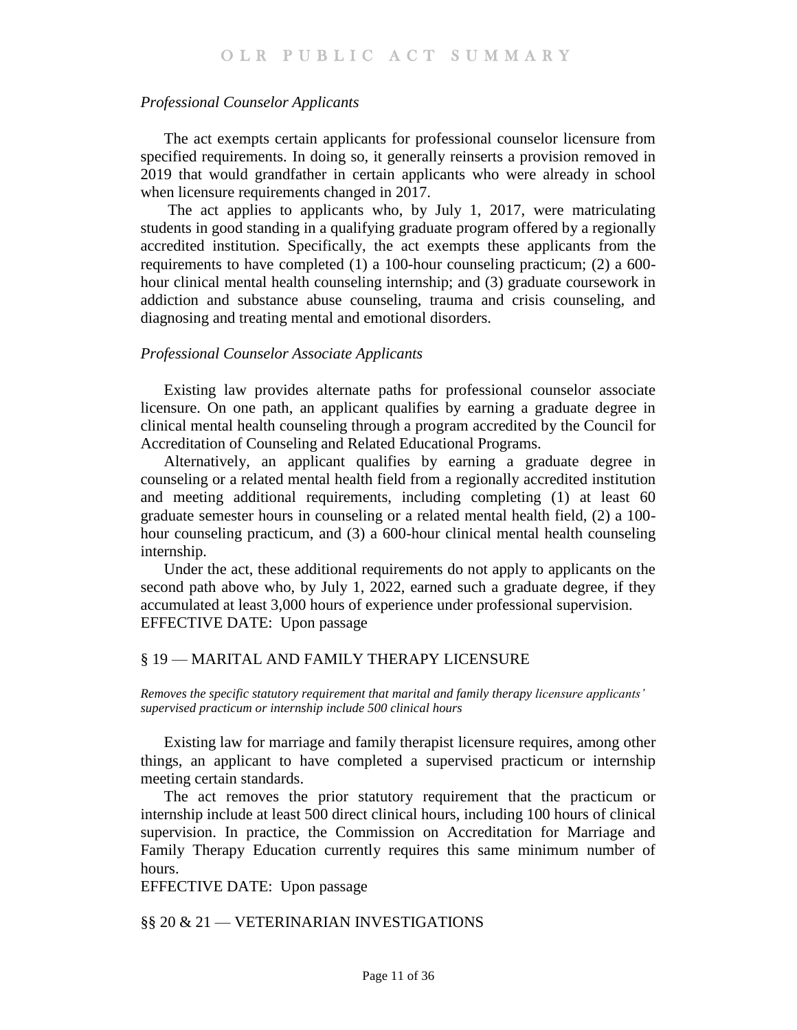*Professional Counselor Applicants*

The act exempts certain applicants for professional counselor licensure from specified requirements. In doing so, it generally reinserts a provision removed in 2019 that would grandfather in certain applicants who were already in school when licensure requirements changed in 2017.

The act applies to applicants who, by July 1, 2017, were matriculating students in good standing in a qualifying graduate program offered by a regionally accredited institution. Specifically, the act exempts these applicants from the requirements to have completed (1) a 100-hour counseling practicum; (2) a 600-hour clinical mental health counseling internship; and (3) graduate coursework in addiction and substance abuse counseling, trauma and crisis counseling, and diagnosing and treating mental and emotional disorders.

*Professional Counselor Associate Applicants*

Existing law provides alternate paths for professional counselor associate licensure. On one path, an applicant qualifies by earning a graduate degree in clinical mental health counseling through a program accredited by the Council for Accreditation of Counseling and Related Educational Programs.

Alternatively, an applicant qualifies by earning a graduate degree in counseling or a related mental health field from a regionally accredited institution and meeting additional requirements, including completing (1) at least 60 graduate semester hours in counseling or a related mental health field, (2) a 100-hour counseling practicum, and (3) a 600-hour clinical mental health counseling internship.

Under the act, these additional requirements do not apply to applicants on the second path above who, by July 1, 2022, earned such a graduate degree, if they accumulated at least 3,000 hours of experience under professional supervision.
EFFECTIVE DATE: Upon passage

## § 19 — MARITAL AND FAMILY THERAPY LICENSURE

*Removes the specific statutory requirement that marital and family therapy licensure applicants' supervised practicum or internship include 500 clinical hours*

Existing law for marriage and family therapist licensure requires, among other things, an applicant to have completed a supervised practicum or internship meeting certain standards.

The act removes the prior statutory requirement that the practicum or internship include at least 500 direct clinical hours, including 100 hours of clinical supervision. In practice, the Commission on Accreditation for Marriage and Family Therapy Education currently requires this same minimum number of hours.

EFFECTIVE DATE: Upon passage

## §§ 20 & 21 — VETERINARIAN INVESTIGATIONS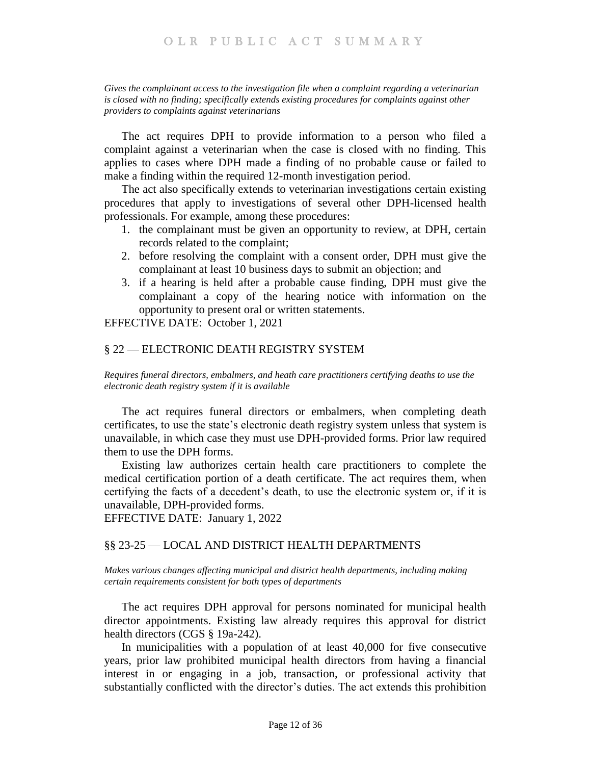*Gives the complainant access to the investigation file when a complaint regarding a veterinarian is closed with no finding; specifically extends existing procedures for complaints against other providers to complaints against veterinarians*

The act requires DPH to provide information to a person who filed a complaint against a veterinarian when the case is closed with no finding. This applies to cases where DPH made a finding of no probable cause or failed to make a finding within the required 12-month investigation period.

The act also specifically extends to veterinarian investigations certain existing procedures that apply to investigations of several other DPH-licensed health professionals. For example, among these procedures:

1. the complainant must be given an opportunity to review, at DPH, certain records related to the complaint;
2. before resolving the complaint with a consent order, DPH must give the complainant at least 10 business days to submit an objection; and
3. if a hearing is held after a probable cause finding, DPH must give the complainant a copy of the hearing notice with information on the opportunity to present oral or written statements.

EFFECTIVE DATE: October 1, 2021

## § 22 — ELECTRONIC DEATH REGISTRY SYSTEM

*Requires funeral directors, embalmers, and heath care practitioners certifying deaths to use the electronic death registry system if it is available*

The act requires funeral directors or embalmers, when completing death certificates, to use the state's electronic death registry system unless that system is unavailable, in which case they must use DPH-provided forms. Prior law required them to use the DPH forms.

Existing law authorizes certain health care practitioners to complete the medical certification portion of a death certificate. The act requires them, when certifying the facts of a decedent's death, to use the electronic system or, if it is unavailable, DPH-provided forms.

EFFECTIVE DATE: January 1, 2022

## §§ 23-25 — LOCAL AND DISTRICT HEALTH DEPARTMENTS

*Makes various changes affecting municipal and district health departments, including making certain requirements consistent for both types of departments*

The act requires DPH approval for persons nominated for municipal health director appointments. Existing law already requires this approval for district health directors (CGS § 19a-242).

In municipalities with a population of at least 40,000 for five consecutive years, prior law prohibited municipal health directors from having a financial interest in or engaging in a job, transaction, or professional activity that substantially conflicted with the director's duties. The act extends this prohibition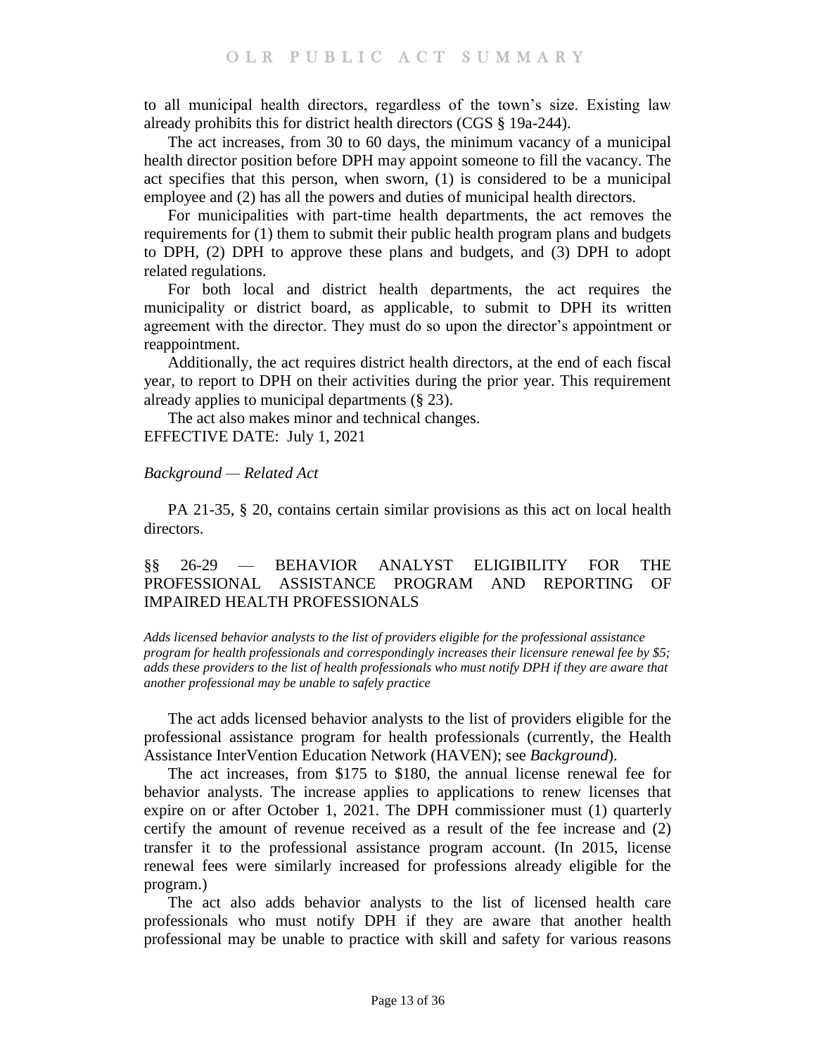to all municipal health directors, regardless of the town's size. Existing law already prohibits this for district health directors (CGS § 19a-244).

The act increases, from 30 to 60 days, the minimum vacancy of a municipal health director position before DPH may appoint someone to fill the vacancy. The act specifies that this person, when sworn, (1) is considered to be a municipal employee and (2) has all the powers and duties of municipal health directors.

For municipalities with part-time health departments, the act removes the requirements for (1) them to submit their public health program plans and budgets to DPH, (2) DPH to approve these plans and budgets, and (3) DPH to adopt related regulations.

For both local and district health departments, the act requires the municipality or district board, as applicable, to submit to DPH its written agreement with the director. They must do so upon the director's appointment or reappointment.

Additionally, the act requires district health directors, at the end of each fiscal year, to report to DPH on their activities during the prior year. This requirement already applies to municipal departments (§ 23).

The act also makes minor and technical changes.

EFFECTIVE DATE: July 1, 2021

*Background — Related Act*

PA 21-35, § 20, contains certain similar provisions as this act on local health directors.

## §§ 26-29 — BEHAVIOR ANALYST ELIGIBILITY FOR THE PROFESSIONAL ASSISTANCE PROGRAM AND REPORTING OF IMPAIRED HEALTH PROFESSIONALS

*Adds licensed behavior analysts to the list of providers eligible for the professional assistance program for health professionals and correspondingly increases their licensure renewal fee by $5; adds these providers to the list of health professionals who must notify DPH if they are aware that another professional may be unable to safely practice*

The act adds licensed behavior analysts to the list of providers eligible for the professional assistance program for health professionals (currently, the Health Assistance InterVention Education Network (HAVEN); see *Background*).

The act increases, from $175 to $180, the annual license renewal fee for behavior analysts. The increase applies to applications to renew licenses that expire on or after October 1, 2021. The DPH commissioner must (1) quarterly certify the amount of revenue received as a result of the fee increase and (2) transfer it to the professional assistance program account. (In 2015, license renewal fees were similarly increased for professions already eligible for the program.)

The act also adds behavior analysts to the list of licensed health care professionals who must notify DPH if they are aware that another health professional may be unable to practice with skill and safety for various reasons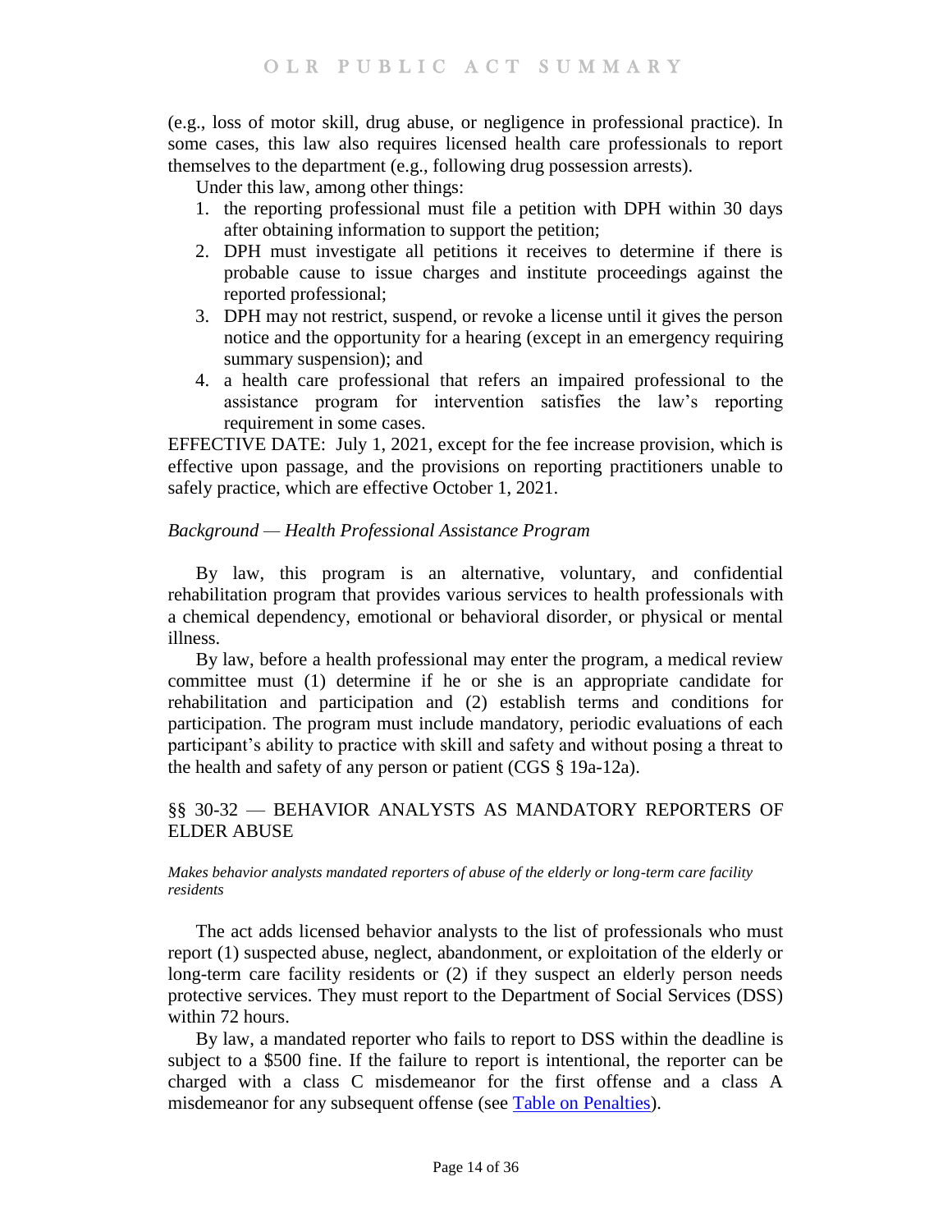(e.g., loss of motor skill, drug abuse, or negligence in professional practice). In some cases, this law also requires licensed health care professionals to report themselves to the department (e.g., following drug possession arrests).

Under this law, among other things:

1. the reporting professional must file a petition with DPH within 30 days after obtaining information to support the petition;
2. DPH must investigate all petitions it receives to determine if there is probable cause to issue charges and institute proceedings against the reported professional;
3. DPH may not restrict, suspend, or revoke a license until it gives the person notice and the opportunity for a hearing (except in an emergency requiring summary suspension); and
4. a health care professional that refers an impaired professional to the assistance program for intervention satisfies the law's reporting requirement in some cases.

EFFECTIVE DATE: July 1, 2021, except for the fee increase provision, which is effective upon passage, and the provisions on reporting practitioners unable to safely practice, which are effective October 1, 2021.

### *Background — Health Professional Assistance Program*

By law, this program is an alternative, voluntary, and confidential rehabilitation program that provides various services to health professionals with a chemical dependency, emotional or behavioral disorder, or physical or mental illness.

By law, before a health professional may enter the program, a medical review committee must (1) determine if he or she is an appropriate candidate for rehabilitation and participation and (2) establish terms and conditions for participation. The program must include mandatory, periodic evaluations of each participant's ability to practice with skill and safety and without posing a threat to the health and safety of any person or patient (CGS § 19a-12a).

## §§ 30-32 — BEHAVIOR ANALYSTS AS MANDATORY REPORTERS OF ELDER ABUSE

*Makes behavior analysts mandated reporters of abuse of the elderly or long-term care facility residents*

The act adds licensed behavior analysts to the list of professionals who must report (1) suspected abuse, neglect, abandonment, or exploitation of the elderly or long-term care facility residents or (2) if they suspect an elderly person needs protective services. They must report to the Department of Social Services (DSS) within 72 hours.

By law, a mandated reporter who fails to report to DSS within the deadline is subject to a $500 fine. If the failure to report is intentional, the reporter can be charged with a class C misdemeanor for the first offense and a class A misdemeanor for any subsequent offense (see Table on Penalties).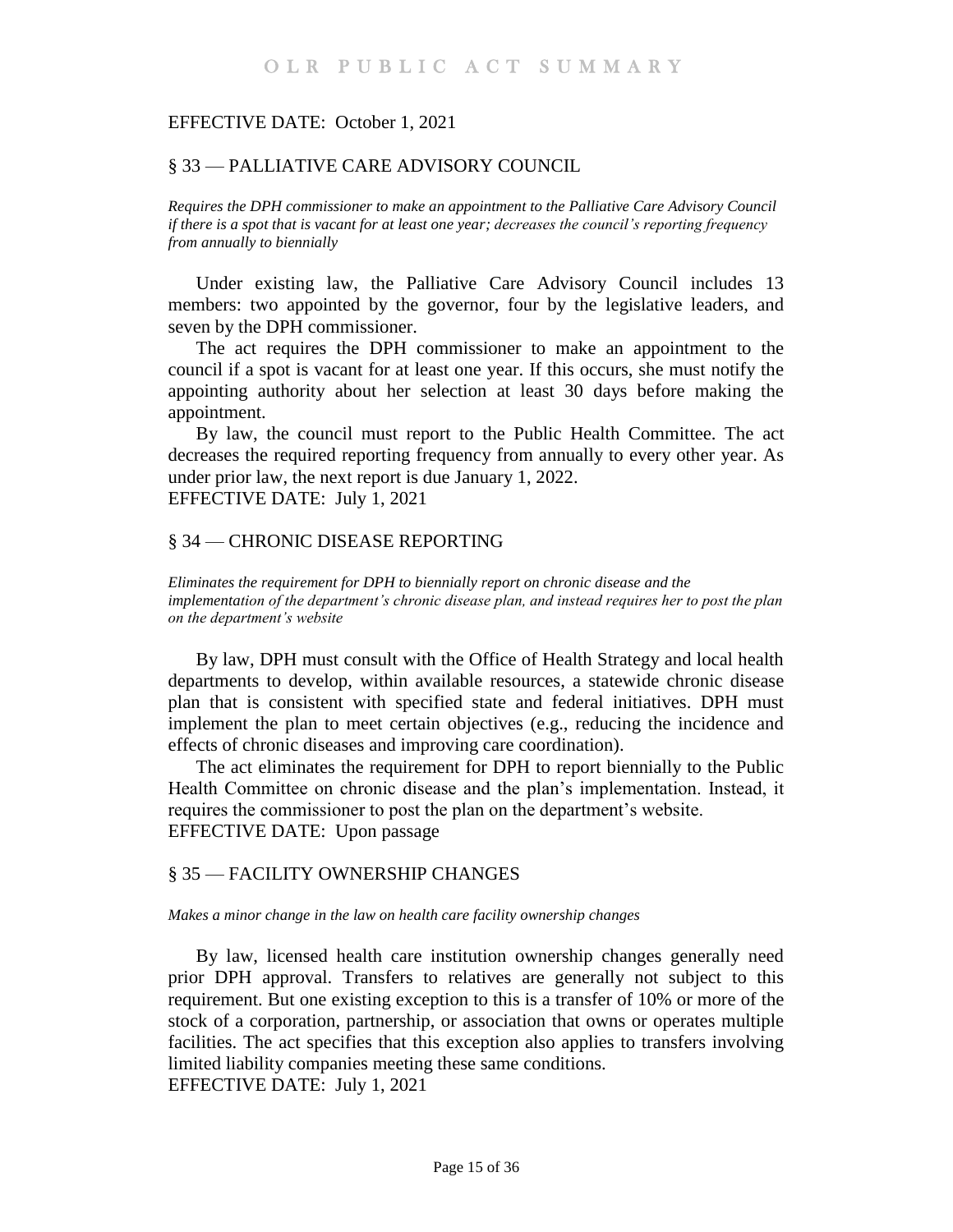EFFECTIVE DATE: October 1, 2021

## § 33 — PALLIATIVE CARE ADVISORY COUNCIL

*Requires the DPH commissioner to make an appointment to the Palliative Care Advisory Council if there is a spot that is vacant for at least one year; decreases the council's reporting frequency from annually to biennially*

Under existing law, the Palliative Care Advisory Council includes 13 members: two appointed by the governor, four by the legislative leaders, and seven by the DPH commissioner.

The act requires the DPH commissioner to make an appointment to the council if a spot is vacant for at least one year. If this occurs, she must notify the appointing authority about her selection at least 30 days before making the appointment.

By law, the council must report to the Public Health Committee. The act decreases the required reporting frequency from annually to every other year. As under prior law, the next report is due January 1, 2022.

EFFECTIVE DATE: July 1, 2021

## § 34 — CHRONIC DISEASE REPORTING

*Eliminates the requirement for DPH to biennially report on chronic disease and the implementation of the department's chronic disease plan, and instead requires her to post the plan on the department's website*

By law, DPH must consult with the Office of Health Strategy and local health departments to develop, within available resources, a statewide chronic disease plan that is consistent with specified state and federal initiatives. DPH must implement the plan to meet certain objectives (e.g., reducing the incidence and effects of chronic diseases and improving care coordination).

The act eliminates the requirement for DPH to report biennially to the Public Health Committee on chronic disease and the plan's implementation. Instead, it requires the commissioner to post the plan on the department's website.

EFFECTIVE DATE: Upon passage

## § 35 — FACILITY OWNERSHIP CHANGES

*Makes a minor change in the law on health care facility ownership changes*

By law, licensed health care institution ownership changes generally need prior DPH approval. Transfers to relatives are generally not subject to this requirement. But one existing exception to this is a transfer of 10% or more of the stock of a corporation, partnership, or association that owns or operates multiple facilities. The act specifies that this exception also applies to transfers involving limited liability companies meeting these same conditions.

EFFECTIVE DATE: July 1, 2021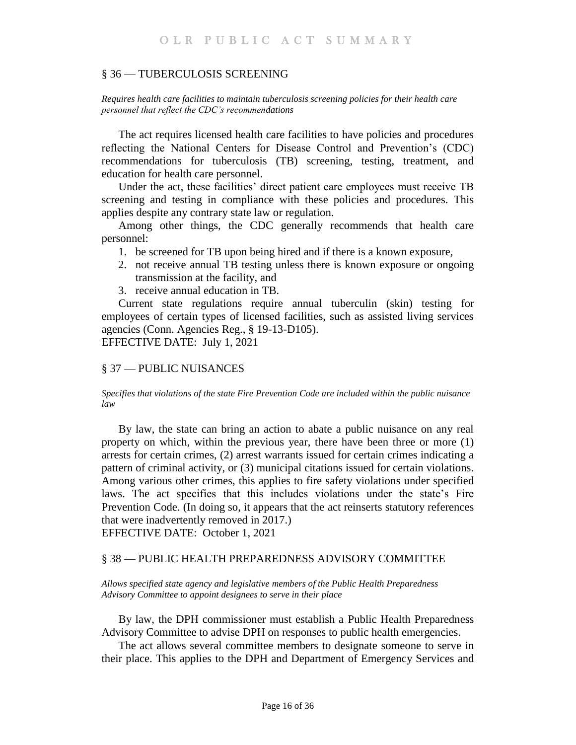## § 36 — TUBERCULOSIS SCREENING

*Requires health care facilities to maintain tuberculosis screening policies for their health care personnel that reflect the CDC's recommendations*

The act requires licensed health care facilities to have policies and procedures reflecting the National Centers for Disease Control and Prevention's (CDC) recommendations for tuberculosis (TB) screening, testing, treatment, and education for health care personnel.

Under the act, these facilities' direct patient care employees must receive TB screening and testing in compliance with these policies and procedures. This applies despite any contrary state law or regulation.

Among other things, the CDC generally recommends that health care personnel:

1. be screened for TB upon being hired and if there is a known exposure,
2. not receive annual TB testing unless there is known exposure or ongoing transmission at the facility, and
3. receive annual education in TB.

Current state regulations require annual tuberculin (skin) testing for employees of certain types of licensed facilities, such as assisted living services agencies (Conn. Agencies Reg., § 19-13-D105).

EFFECTIVE DATE: July 1, 2021

## § 37 — PUBLIC NUISANCES

*Specifies that violations of the state Fire Prevention Code are included within the public nuisance law*

By law, the state can bring an action to abate a public nuisance on any real property on which, within the previous year, there have been three or more (1) arrests for certain crimes, (2) arrest warrants issued for certain crimes indicating a pattern of criminal activity, or (3) municipal citations issued for certain violations. Among various other crimes, this applies to fire safety violations under specified laws. The act specifies that this includes violations under the state's Fire Prevention Code. (In doing so, it appears that the act reinserts statutory references that were inadvertently removed in 2017.)

EFFECTIVE DATE: October 1, 2021

## § 38 — PUBLIC HEALTH PREPAREDNESS ADVISORY COMMITTEE

*Allows specified state agency and legislative members of the Public Health Preparedness Advisory Committee to appoint designees to serve in their place*

By law, the DPH commissioner must establish a Public Health Preparedness Advisory Committee to advise DPH on responses to public health emergencies.

The act allows several committee members to designate someone to serve in their place. This applies to the DPH and Department of Emergency Services and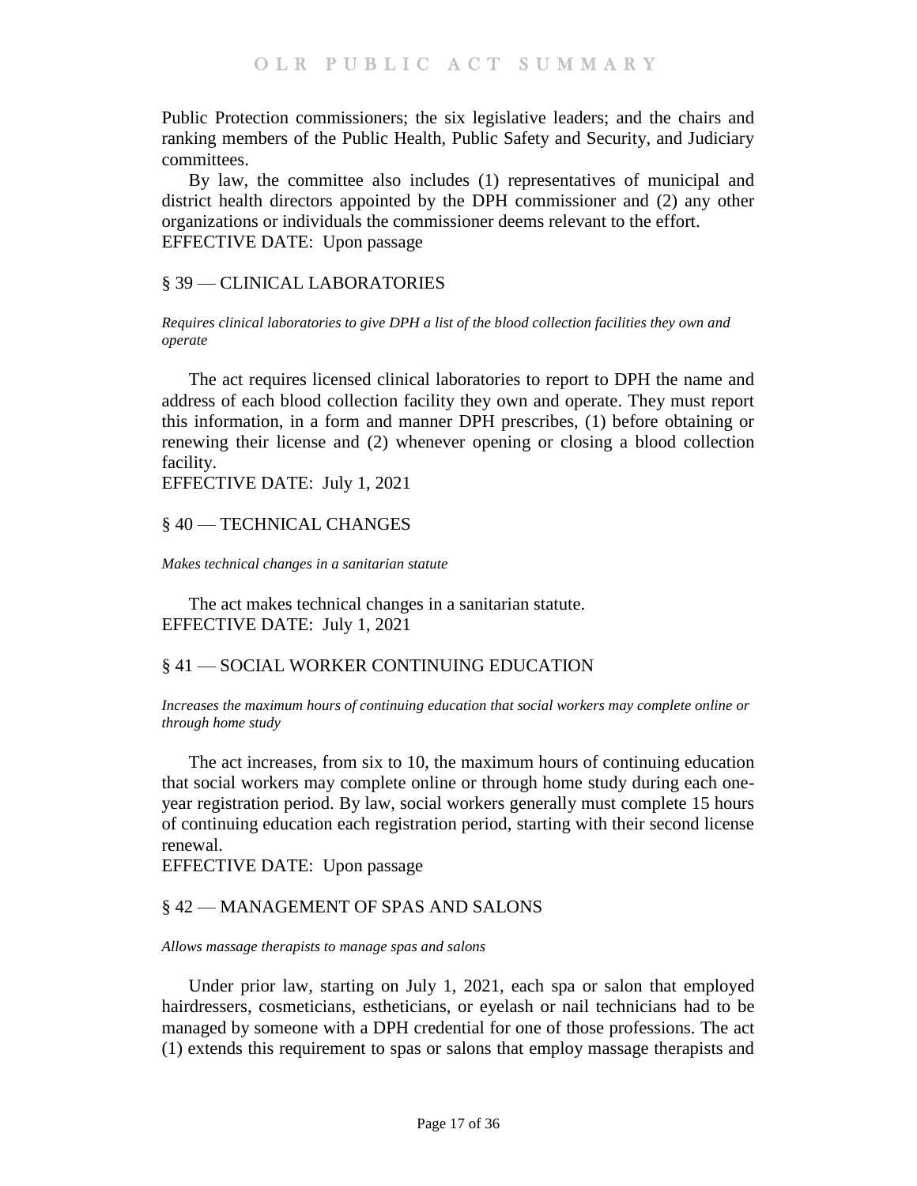Public Protection commissioners; the six legislative leaders; and the chairs and ranking members of the Public Health, Public Safety and Security, and Judiciary committees.

By law, the committee also includes (1) representatives of municipal and district health directors appointed by the DPH commissioner and (2) any other organizations or individuals the commissioner deems relevant to the effort.
EFFECTIVE DATE: Upon passage

## § 39 — CLINICAL LABORATORIES

*Requires clinical laboratories to give DPH a list of the blood collection facilities they own and operate*

The act requires licensed clinical laboratories to report to DPH the name and address of each blood collection facility they own and operate. They must report this information, in a form and manner DPH prescribes, (1) before obtaining or renewing their license and (2) whenever opening or closing a blood collection facility.
EFFECTIVE DATE: July 1, 2021

## § 40 — TECHNICAL CHANGES

*Makes technical changes in a sanitarian statute*

The act makes technical changes in a sanitarian statute.
EFFECTIVE DATE: July 1, 2021

## § 41 — SOCIAL WORKER CONTINUING EDUCATION

*Increases the maximum hours of continuing education that social workers may complete online or through home study*

The act increases, from six to 10, the maximum hours of continuing education that social workers may complete online or through home study during each one-year registration period. By law, social workers generally must complete 15 hours of continuing education each registration period, starting with their second license renewal.
EFFECTIVE DATE: Upon passage

## § 42 — MANAGEMENT OF SPAS AND SALONS

*Allows massage therapists to manage spas and salons*

Under prior law, starting on July 1, 2021, each spa or salon that employed hairdressers, cosmeticians, estheticians, or eyelash or nail technicians had to be managed by someone with a DPH credential for one of those professions. The act (1) extends this requirement to spas or salons that employ massage therapists and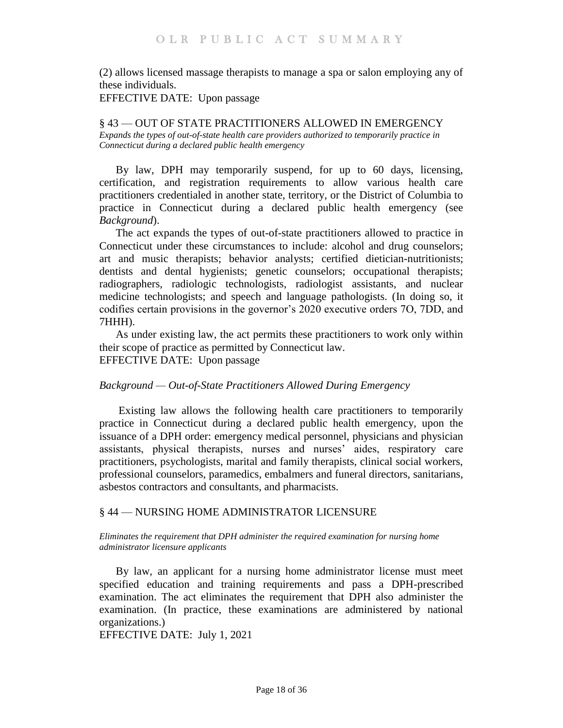(2) allows licensed massage therapists to manage a spa or salon employing any of these individuals.

EFFECTIVE DATE: Upon passage

## § 43 — OUT OF STATE PRACTITIONERS ALLOWED IN EMERGENCY

*Expands the types of out-of-state health care providers authorized to temporarily practice in Connecticut during a declared public health emergency*

By law, DPH may temporarily suspend, for up to 60 days, licensing, certification, and registration requirements to allow various health care practitioners credentialed in another state, territory, or the District of Columbia to practice in Connecticut during a declared public health emergency (see *Background*).

The act expands the types of out-of-state practitioners allowed to practice in Connecticut under these circumstances to include: alcohol and drug counselors; art and music therapists; behavior analysts; certified dietician-nutritionists; dentists and dental hygienists; genetic counselors; occupational therapists; radiographers, radiologic technologists, radiologist assistants, and nuclear medicine technologists; and speech and language pathologists. (In doing so, it codifies certain provisions in the governor's 2020 executive orders 7O, 7DD, and 7HHH).

As under existing law, the act permits these practitioners to work only within their scope of practice as permitted by Connecticut law.

EFFECTIVE DATE: Upon passage

### *Background — Out-of-State Practitioners Allowed During Emergency*

Existing law allows the following health care practitioners to temporarily practice in Connecticut during a declared public health emergency, upon the issuance of a DPH order: emergency medical personnel, physicians and physician assistants, physical therapists, nurses and nurses' aides, respiratory care practitioners, psychologists, marital and family therapists, clinical social workers, professional counselors, paramedics, embalmers and funeral directors, sanitarians, asbestos contractors and consultants, and pharmacists.

## § 44 — NURSING HOME ADMINISTRATOR LICENSURE

*Eliminates the requirement that DPH administer the required examination for nursing home administrator licensure applicants*

By law, an applicant for a nursing home administrator license must meet specified education and training requirements and pass a DPH-prescribed examination. The act eliminates the requirement that DPH also administer the examination. (In practice, these examinations are administered by national organizations.)

EFFECTIVE DATE: July 1, 2021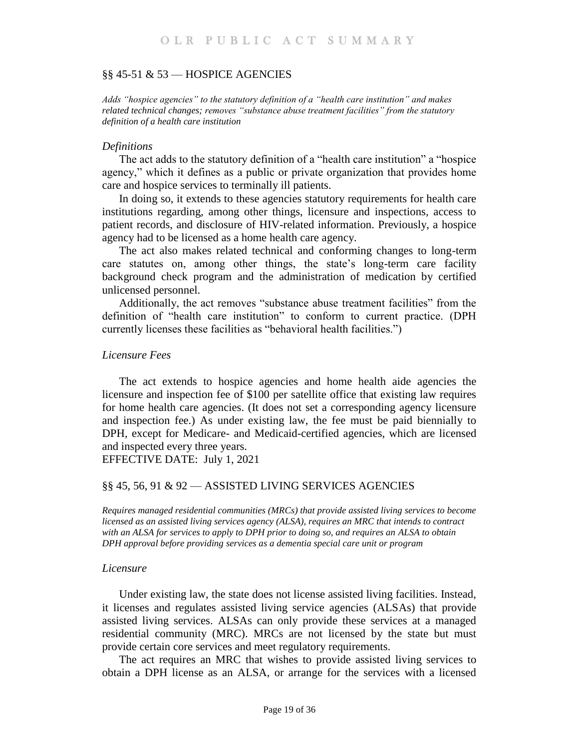## §§ 45-51 & 53 — HOSPICE AGENCIES

*Adds "hospice agencies" to the statutory definition of a "health care institution" and makes related technical changes; removes "substance abuse treatment facilities" from the statutory definition of a health care institution*

### *Definitions*

The act adds to the statutory definition of a "health care institution" a "hospice agency," which it defines as a public or private organization that provides home care and hospice services to terminally ill patients.

In doing so, it extends to these agencies statutory requirements for health care institutions regarding, among other things, licensure and inspections, access to patient records, and disclosure of HIV-related information. Previously, a hospice agency had to be licensed as a home health care agency.

The act also makes related technical and conforming changes to long-term care statutes on, among other things, the state's long-term care facility background check program and the administration of medication by certified unlicensed personnel.

Additionally, the act removes "substance abuse treatment facilities" from the definition of "health care institution" to conform to current practice. (DPH currently licenses these facilities as "behavioral health facilities.")

### *Licensure Fees*

The act extends to hospice agencies and home health aide agencies the licensure and inspection fee of $100 per satellite office that existing law requires for home health care agencies. (It does not set a corresponding agency licensure and inspection fee.) As under existing law, the fee must be paid biennially to DPH, except for Medicare- and Medicaid-certified agencies, which are licensed and inspected every three years.

EFFECTIVE DATE: July 1, 2021

## §§ 45, 56, 91 & 92 — ASSISTED LIVING SERVICES AGENCIES

*Requires managed residential communities (MRCs) that provide assisted living services to become licensed as an assisted living services agency (ALSA), requires an MRC that intends to contract with an ALSA for services to apply to DPH prior to doing so, and requires an ALSA to obtain DPH approval before providing services as a dementia special care unit or program*

### *Licensure*

Under existing law, the state does not license assisted living facilities. Instead, it licenses and regulates assisted living service agencies (ALSAs) that provide assisted living services. ALSAs can only provide these services at a managed residential community (MRC). MRCs are not licensed by the state but must provide certain core services and meet regulatory requirements.

The act requires an MRC that wishes to provide assisted living services to obtain a DPH license as an ALSA, or arrange for the services with a licensed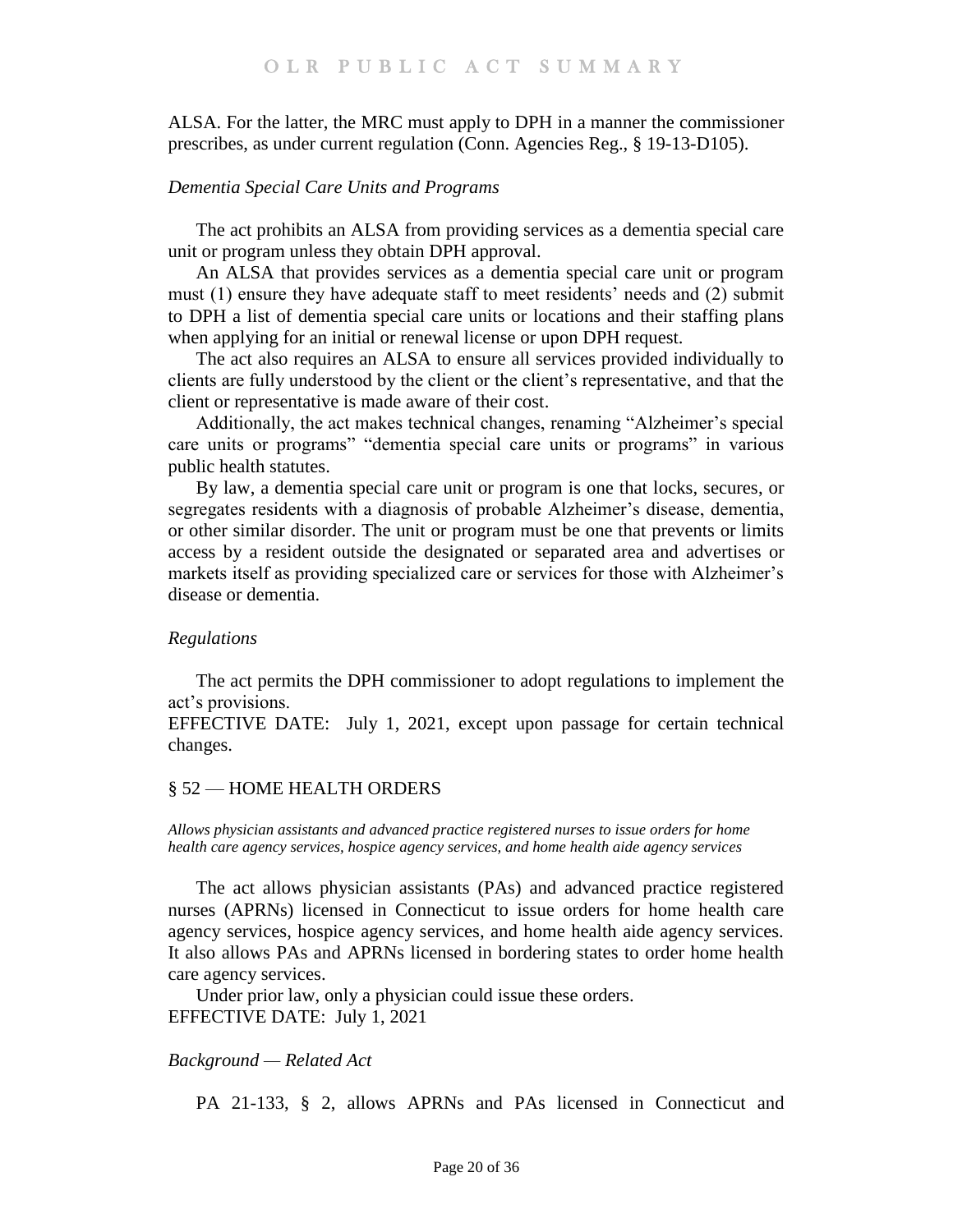ALSA. For the latter, the MRC must apply to DPH in a manner the commissioner prescribes, as under current regulation (Conn. Agencies Reg., § 19-13-D105).

*Dementia Special Care Units and Programs*

The act prohibits an ALSA from providing services as a dementia special care unit or program unless they obtain DPH approval.

An ALSA that provides services as a dementia special care unit or program must (1) ensure they have adequate staff to meet residents' needs and (2) submit to DPH a list of dementia special care units or locations and their staffing plans when applying for an initial or renewal license or upon DPH request.

The act also requires an ALSA to ensure all services provided individually to clients are fully understood by the client or the client's representative, and that the client or representative is made aware of their cost.

Additionally, the act makes technical changes, renaming "Alzheimer's special care units or programs" "dementia special care units or programs" in various public health statutes.

By law, a dementia special care unit or program is one that locks, secures, or segregates residents with a diagnosis of probable Alzheimer's disease, dementia, or other similar disorder. The unit or program must be one that prevents or limits access by a resident outside the designated or separated area and advertises or markets itself as providing specialized care or services for those with Alzheimer's disease or dementia.

*Regulations*

The act permits the DPH commissioner to adopt regulations to implement the act's provisions.

EFFECTIVE DATE: July 1, 2021, except upon passage for certain technical changes.

## § 52 — HOME HEALTH ORDERS

*Allows physician assistants and advanced practice registered nurses to issue orders for home health care agency services, hospice agency services, and home health aide agency services*

The act allows physician assistants (PAs) and advanced practice registered nurses (APRNs) licensed in Connecticut to issue orders for home health care agency services, hospice agency services, and home health aide agency services. It also allows PAs and APRNs licensed in bordering states to order home health care agency services.

Under prior law, only a physician could issue these orders.

EFFECTIVE DATE: July 1, 2021

*Background — Related Act*

PA 21-133, § 2, allows APRNs and PAs licensed in Connecticut and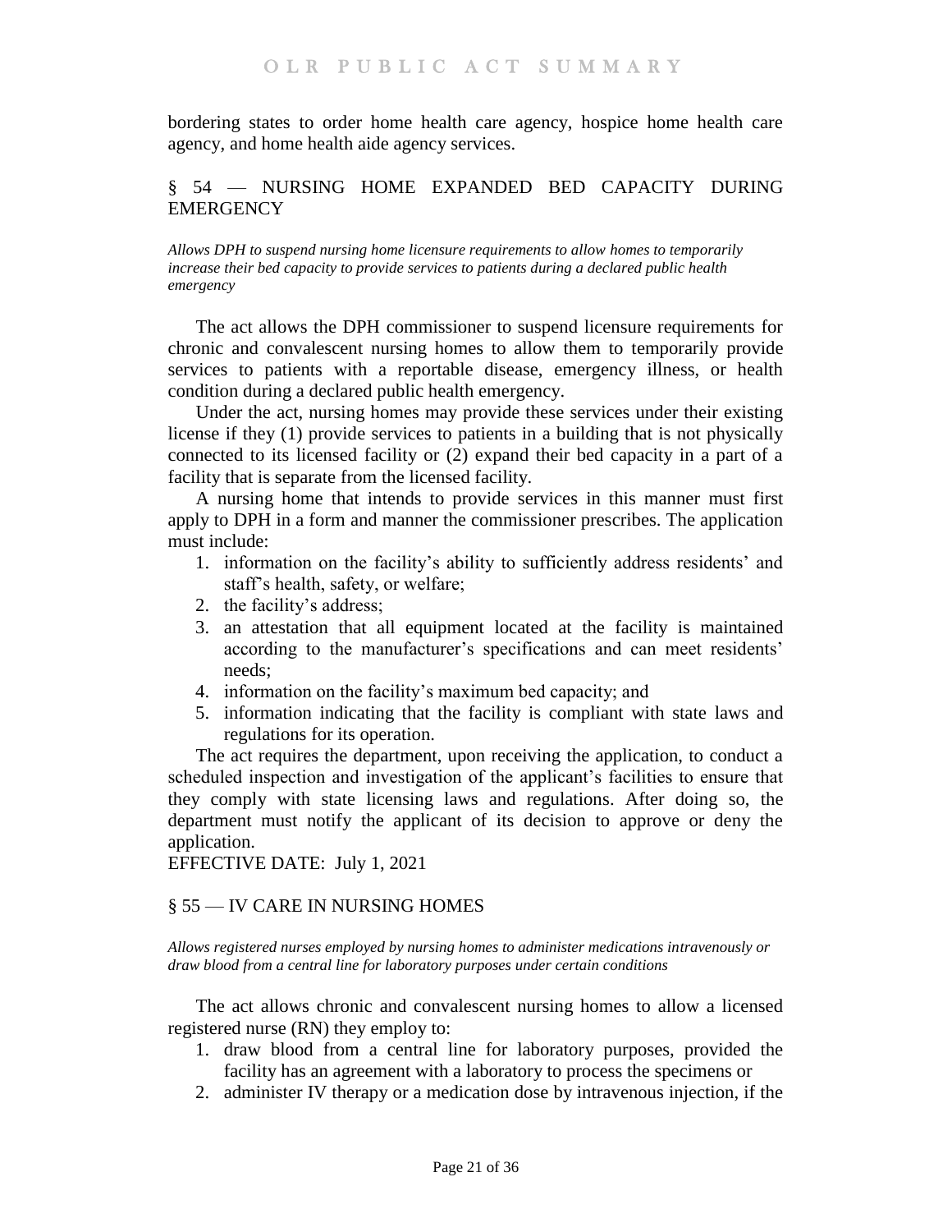bordering states to order home health care agency, hospice home health care agency, and home health aide agency services.

## § 54 — NURSING HOME EXPANDED BED CAPACITY DURING EMERGENCY

*Allows DPH to suspend nursing home licensure requirements to allow homes to temporarily increase their bed capacity to provide services to patients during a declared public health emergency*

The act allows the DPH commissioner to suspend licensure requirements for chronic and convalescent nursing homes to allow them to temporarily provide services to patients with a reportable disease, emergency illness, or health condition during a declared public health emergency.

Under the act, nursing homes may provide these services under their existing license if they (1) provide services to patients in a building that is not physically connected to its licensed facility or (2) expand their bed capacity in a part of a facility that is separate from the licensed facility.

A nursing home that intends to provide services in this manner must first apply to DPH in a form and manner the commissioner prescribes. The application must include:

1. information on the facility's ability to sufficiently address residents' and staff's health, safety, or welfare;
2. the facility's address;
3. an attestation that all equipment located at the facility is maintained according to the manufacturer's specifications and can meet residents' needs;
4. information on the facility's maximum bed capacity; and
5. information indicating that the facility is compliant with state laws and regulations for its operation.

The act requires the department, upon receiving the application, to conduct a scheduled inspection and investigation of the applicant's facilities to ensure that they comply with state licensing laws and regulations. After doing so, the department must notify the applicant of its decision to approve or deny the application.

EFFECTIVE DATE: July 1, 2021

## § 55 — IV CARE IN NURSING HOMES

*Allows registered nurses employed by nursing homes to administer medications intravenously or draw blood from a central line for laboratory purposes under certain conditions*

The act allows chronic and convalescent nursing homes to allow a licensed registered nurse (RN) they employ to:

1. draw blood from a central line for laboratory purposes, provided the facility has an agreement with a laboratory to process the specimens or
2. administer IV therapy or a medication dose by intravenous injection, if the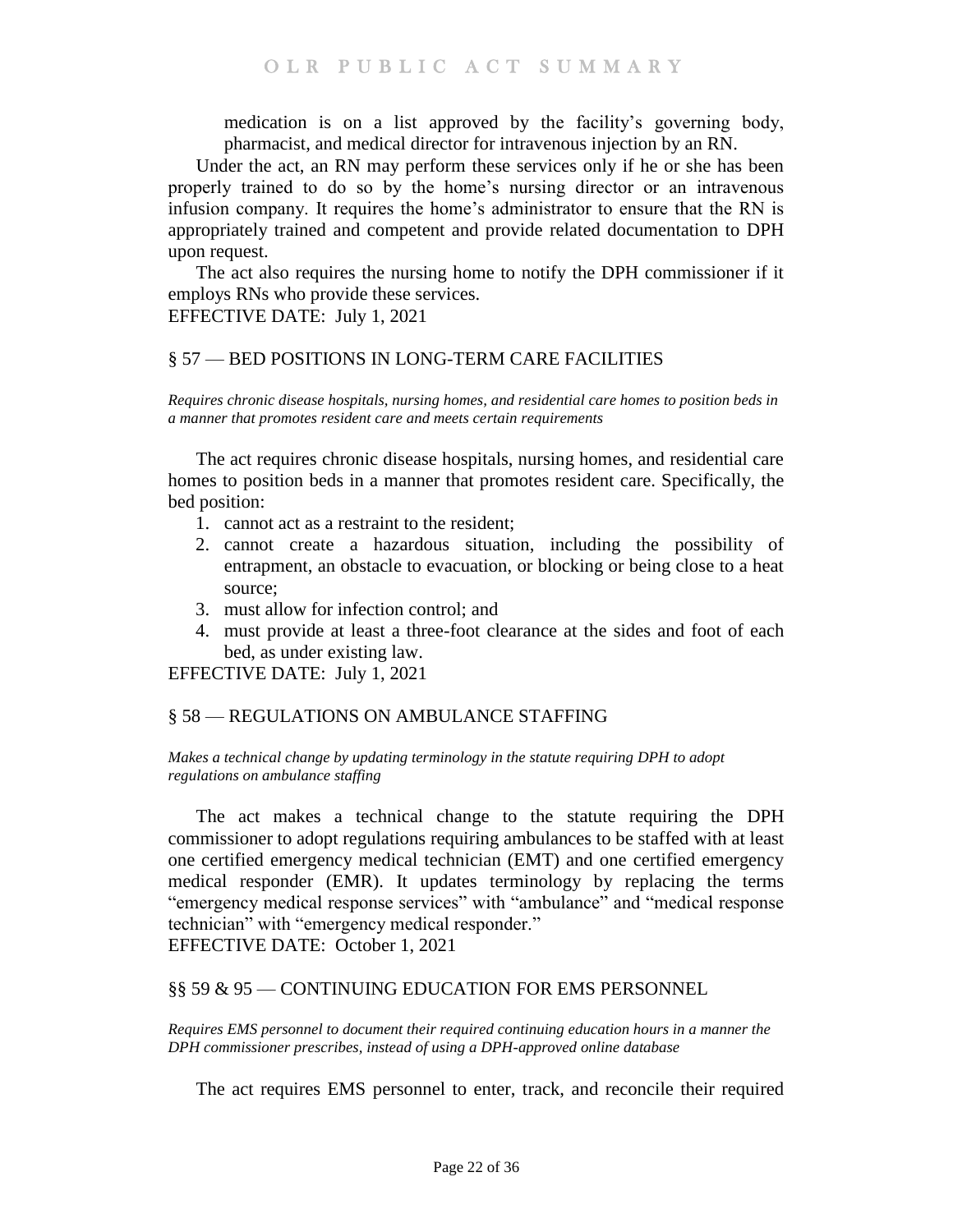medication is on a list approved by the facility's governing body, pharmacist, and medical director for intravenous injection by an RN.

Under the act, an RN may perform these services only if he or she has been properly trained to do so by the home's nursing director or an intravenous infusion company. It requires the home's administrator to ensure that the RN is appropriately trained and competent and provide related documentation to DPH upon request.

The act also requires the nursing home to notify the DPH commissioner if it employs RNs who provide these services.

EFFECTIVE DATE: July 1, 2021

## § 57 — BED POSITIONS IN LONG-TERM CARE FACILITIES

*Requires chronic disease hospitals, nursing homes, and residential care homes to position beds in a manner that promotes resident care and meets certain requirements*

The act requires chronic disease hospitals, nursing homes, and residential care homes to position beds in a manner that promotes resident care. Specifically, the bed position:

1. cannot act as a restraint to the resident;
2. cannot create a hazardous situation, including the possibility of entrapment, an obstacle to evacuation, or blocking or being close to a heat source;
3. must allow for infection control; and
4. must provide at least a three-foot clearance at the sides and foot of each bed, as under existing law.

EFFECTIVE DATE: July 1, 2021

## § 58 — REGULATIONS ON AMBULANCE STAFFING

*Makes a technical change by updating terminology in the statute requiring DPH to adopt regulations on ambulance staffing*

The act makes a technical change to the statute requiring the DPH commissioner to adopt regulations requiring ambulances to be staffed with at least one certified emergency medical technician (EMT) and one certified emergency medical responder (EMR). It updates terminology by replacing the terms "emergency medical response services" with "ambulance" and "medical response technician" with "emergency medical responder."

EFFECTIVE DATE: October 1, 2021

## §§ 59 & 95 — CONTINUING EDUCATION FOR EMS PERSONNEL

*Requires EMS personnel to document their required continuing education hours in a manner the DPH commissioner prescribes, instead of using a DPH-approved online database*

The act requires EMS personnel to enter, track, and reconcile their required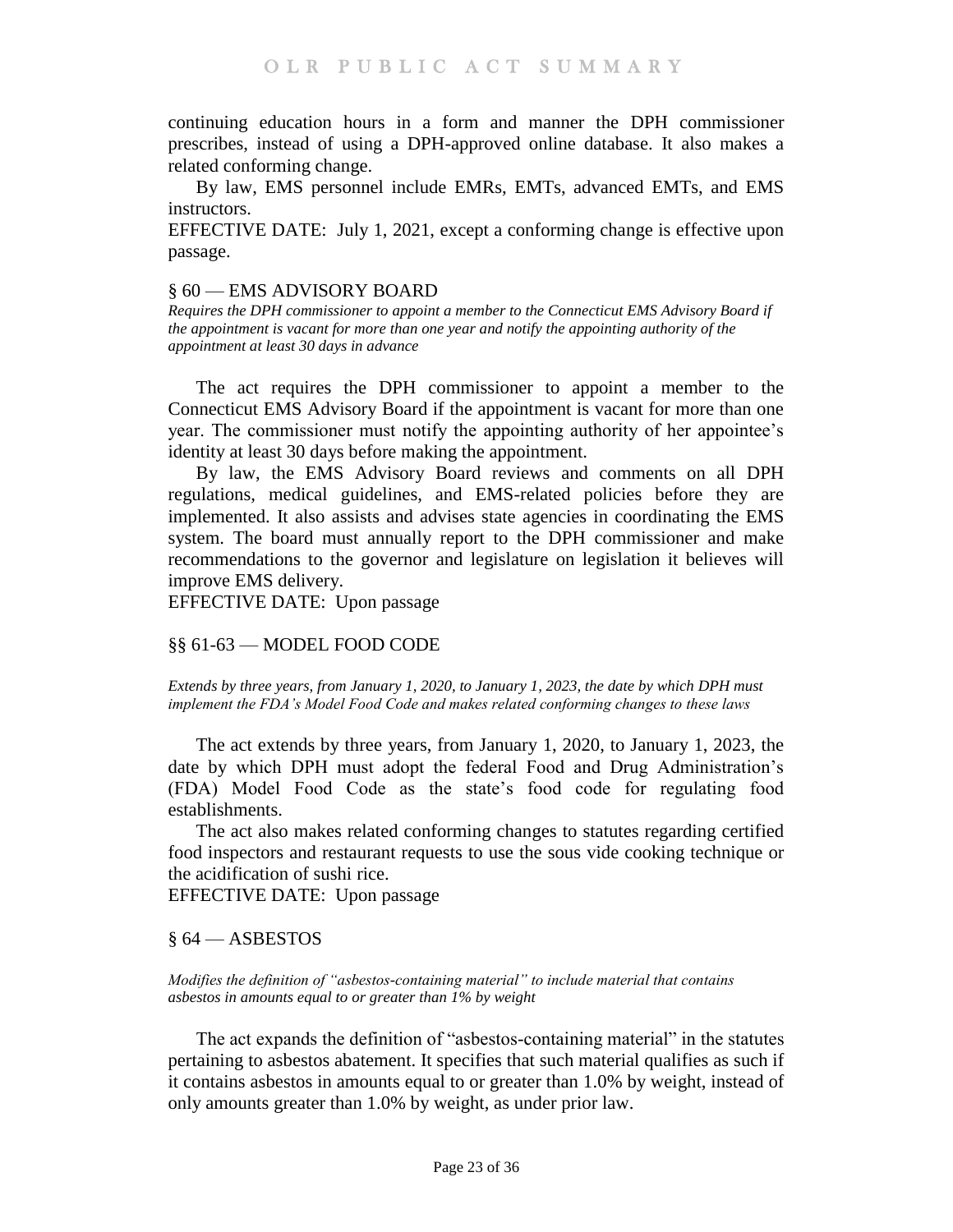continuing education hours in a form and manner the DPH commissioner prescribes, instead of using a DPH-approved online database. It also makes a related conforming change.

By law, EMS personnel include EMRs, EMTs, advanced EMTs, and EMS instructors.

EFFECTIVE DATE: July 1, 2021, except a conforming change is effective upon passage.

## § 60 — EMS ADVISORY BOARD

*Requires the DPH commissioner to appoint a member to the Connecticut EMS Advisory Board if the appointment is vacant for more than one year and notify the appointing authority of the appointment at least 30 days in advance*

The act requires the DPH commissioner to appoint a member to the Connecticut EMS Advisory Board if the appointment is vacant for more than one year. The commissioner must notify the appointing authority of her appointee's identity at least 30 days before making the appointment.

By law, the EMS Advisory Board reviews and comments on all DPH regulations, medical guidelines, and EMS-related policies before they are implemented. It also assists and advises state agencies in coordinating the EMS system. The board must annually report to the DPH commissioner and make recommendations to the governor and legislature on legislation it believes will improve EMS delivery.

EFFECTIVE DATE: Upon passage

## §§ 61-63 — MODEL FOOD CODE

*Extends by three years, from January 1, 2020, to January 1, 2023, the date by which DPH must implement the FDA's Model Food Code and makes related conforming changes to these laws*

The act extends by three years, from January 1, 2020, to January 1, 2023, the date by which DPH must adopt the federal Food and Drug Administration's (FDA) Model Food Code as the state's food code for regulating food establishments.

The act also makes related conforming changes to statutes regarding certified food inspectors and restaurant requests to use the sous vide cooking technique or the acidification of sushi rice.

EFFECTIVE DATE: Upon passage

## § 64 — ASBESTOS

*Modifies the definition of "asbestos-containing material" to include material that contains asbestos in amounts equal to or greater than 1% by weight*

The act expands the definition of "asbestos-containing material" in the statutes pertaining to asbestos abatement. It specifies that such material qualifies as such if it contains asbestos in amounts equal to or greater than 1.0% by weight, instead of only amounts greater than 1.0% by weight, as under prior law.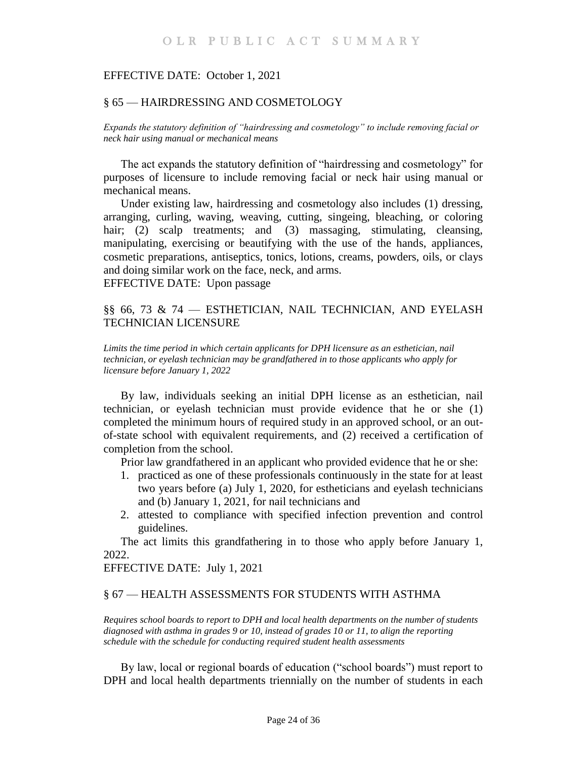EFFECTIVE DATE: October 1, 2021

## § 65 — HAIRDRESSING AND COSMETOLOGY

*Expands the statutory definition of "hairdressing and cosmetology" to include removing facial or neck hair using manual or mechanical means*

The act expands the statutory definition of "hairdressing and cosmetology" for purposes of licensure to include removing facial or neck hair using manual or mechanical means.

Under existing law, hairdressing and cosmetology also includes (1) dressing, arranging, curling, waving, weaving, cutting, singeing, bleaching, or coloring hair; (2) scalp treatments; and (3) massaging, stimulating, cleansing, manipulating, exercising or beautifying with the use of the hands, appliances, cosmetic preparations, antiseptics, tonics, lotions, creams, powders, oils, or clays and doing similar work on the face, neck, and arms.

EFFECTIVE DATE: Upon passage

## §§ 66, 73 & 74 — ESTHETICIAN, NAIL TECHNICIAN, AND EYELASH TECHNICIAN LICENSURE

*Limits the time period in which certain applicants for DPH licensure as an esthetician, nail technician, or eyelash technician may be grandfathered in to those applicants who apply for licensure before January 1, 2022*

By law, individuals seeking an initial DPH license as an esthetician, nail technician, or eyelash technician must provide evidence that he or she (1) completed the minimum hours of required study in an approved school, or an out-of-state school with equivalent requirements, and (2) received a certification of completion from the school.

Prior law grandfathered in an applicant who provided evidence that he or she:

1. practiced as one of these professionals continuously in the state for at least two years before (a) July 1, 2020, for estheticians and eyelash technicians and (b) January 1, 2021, for nail technicians and
2. attested to compliance with specified infection prevention and control guidelines.

The act limits this grandfathering in to those who apply before January 1, 2022.

EFFECTIVE DATE: July 1, 2021

## § 67 — HEALTH ASSESSMENTS FOR STUDENTS WITH ASTHMA

*Requires school boards to report to DPH and local health departments on the number of students diagnosed with asthma in grades 9 or 10, instead of grades 10 or 11, to align the reporting schedule with the schedule for conducting required student health assessments*

By law, local or regional boards of education ("school boards") must report to DPH and local health departments triennially on the number of students in each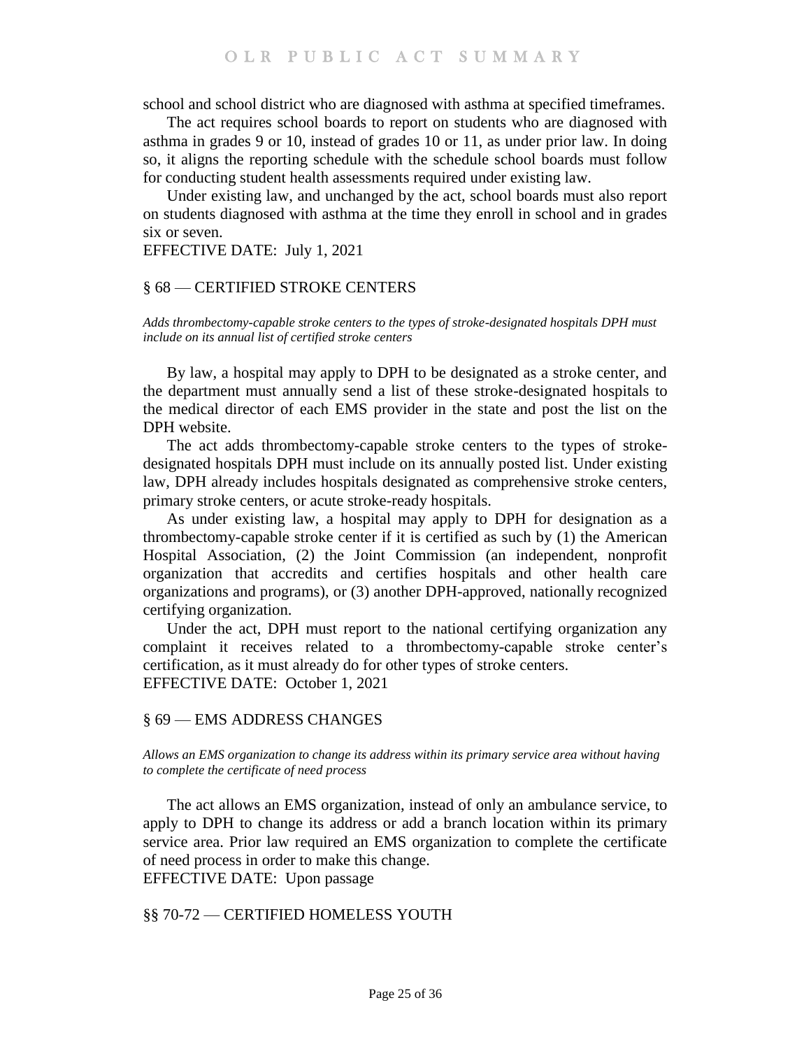school and school district who are diagnosed with asthma at specified timeframes.

The act requires school boards to report on students who are diagnosed with asthma in grades 9 or 10, instead of grades 10 or 11, as under prior law. In doing so, it aligns the reporting schedule with the schedule school boards must follow for conducting student health assessments required under existing law.

Under existing law, and unchanged by the act, school boards must also report on students diagnosed with asthma at the time they enroll in school and in grades six or seven.

EFFECTIVE DATE: July 1, 2021

## § 68 — CERTIFIED STROKE CENTERS

*Adds thrombectomy-capable stroke centers to the types of stroke-designated hospitals DPH must include on its annual list of certified stroke centers*

By law, a hospital may apply to DPH to be designated as a stroke center, and the department must annually send a list of these stroke-designated hospitals to the medical director of each EMS provider in the state and post the list on the DPH website.

The act adds thrombectomy-capable stroke centers to the types of stroke-designated hospitals DPH must include on its annually posted list. Under existing law, DPH already includes hospitals designated as comprehensive stroke centers, primary stroke centers, or acute stroke-ready hospitals.

As under existing law, a hospital may apply to DPH for designation as a thrombectomy-capable stroke center if it is certified as such by (1) the American Hospital Association, (2) the Joint Commission (an independent, nonprofit organization that accredits and certifies hospitals and other health care organizations and programs), or (3) another DPH-approved, nationally recognized certifying organization.

Under the act, DPH must report to the national certifying organization any complaint it receives related to a thrombectomy-capable stroke center's certification, as it must already do for other types of stroke centers.

EFFECTIVE DATE: October 1, 2021

## § 69 — EMS ADDRESS CHANGES

*Allows an EMS organization to change its address within its primary service area without having to complete the certificate of need process*

The act allows an EMS organization, instead of only an ambulance service, to apply to DPH to change its address or add a branch location within its primary service area. Prior law required an EMS organization to complete the certificate of need process in order to make this change.

EFFECTIVE DATE: Upon passage

## §§ 70-72 — CERTIFIED HOMELESS YOUTH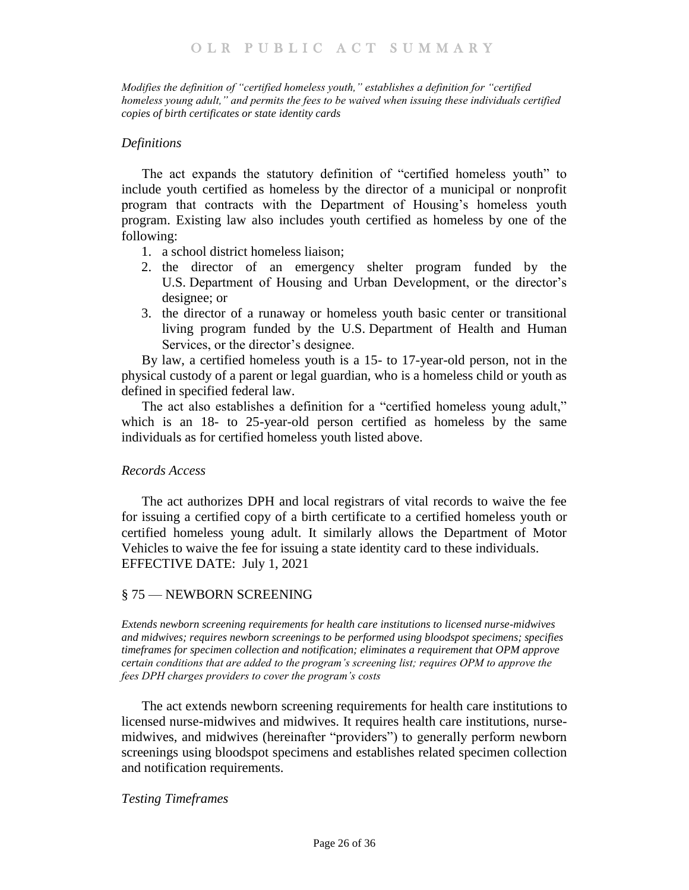*Modifies the definition of "certified homeless youth," establishes a definition for "certified homeless young adult," and permits the fees to be waived when issuing these individuals certified copies of birth certificates or state identity cards*

### *Definitions*

The act expands the statutory definition of "certified homeless youth" to include youth certified as homeless by the director of a municipal or nonprofit program that contracts with the Department of Housing's homeless youth program. Existing law also includes youth certified as homeless by one of the following:

1. a school district homeless liaison;
2. the director of an emergency shelter program funded by the U.S. Department of Housing and Urban Development, or the director's designee; or
3. the director of a runaway or homeless youth basic center or transitional living program funded by the U.S. Department of Health and Human Services, or the director's designee.

By law, a certified homeless youth is a 15- to 17-year-old person, not in the physical custody of a parent or legal guardian, who is a homeless child or youth as defined in specified federal law.

The act also establishes a definition for a "certified homeless young adult," which is an 18- to 25-year-old person certified as homeless by the same individuals as for certified homeless youth listed above.

### *Records Access*

The act authorizes DPH and local registrars of vital records to waive the fee for issuing a certified copy of a birth certificate to a certified homeless youth or certified homeless young adult. It similarly allows the Department of Motor Vehicles to waive the fee for issuing a state identity card to these individuals.
EFFECTIVE DATE: July 1, 2021

## § 75 — NEWBORN SCREENING

*Extends newborn screening requirements for health care institutions to licensed nurse-midwives and midwives; requires newborn screenings to be performed using bloodspot specimens; specifies timeframes for specimen collection and notification; eliminates a requirement that OPM approve certain conditions that are added to the program's screening list; requires OPM to approve the fees DPH charges providers to cover the program's costs*

The act extends newborn screening requirements for health care institutions to licensed nurse-midwives and midwives. It requires health care institutions, nurse-midwives, and midwives (hereinafter "providers") to generally perform newborn screenings using bloodspot specimens and establishes related specimen collection and notification requirements.

### *Testing Timeframes*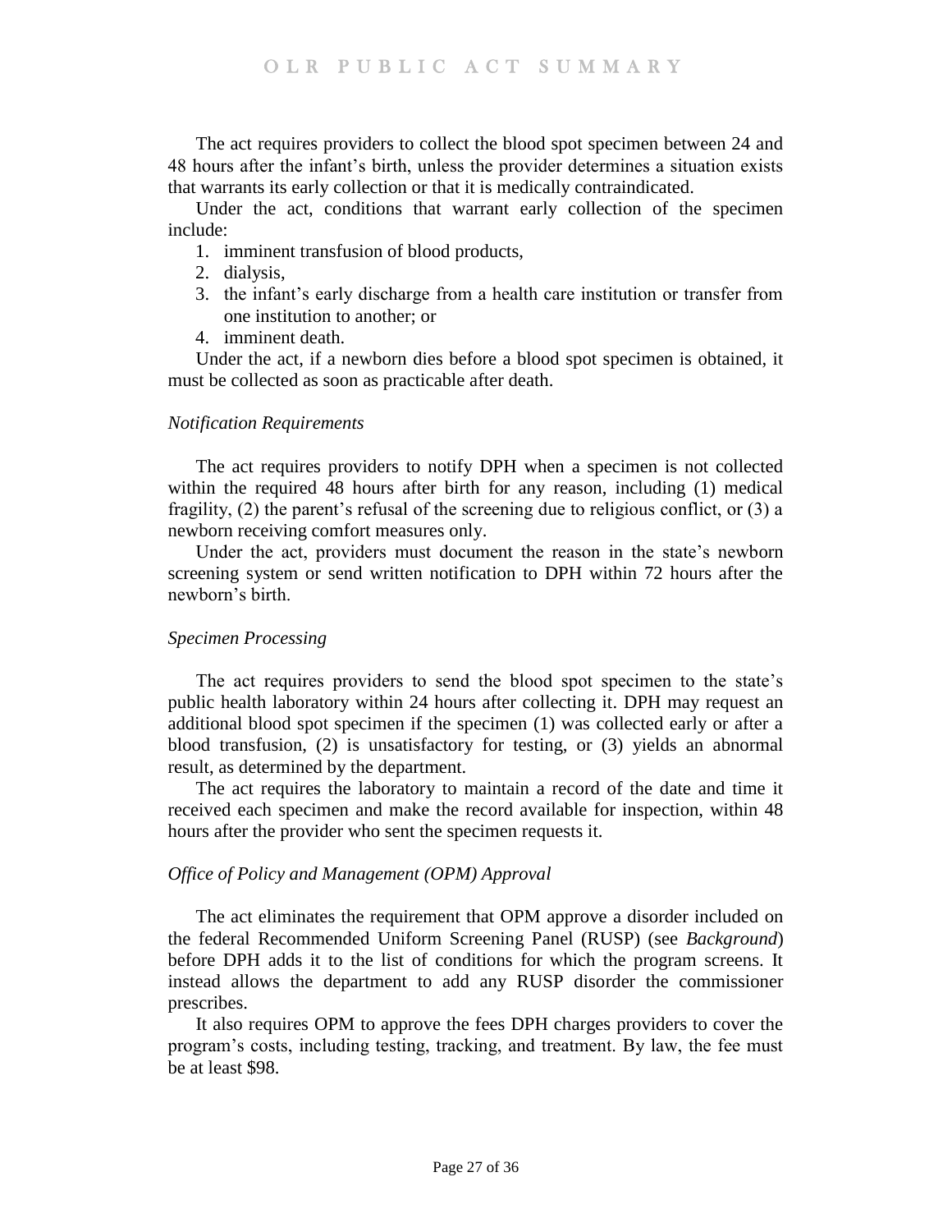The act requires providers to collect the blood spot specimen between 24 and 48 hours after the infant's birth, unless the provider determines a situation exists that warrants its early collection or that it is medically contraindicated.

Under the act, conditions that warrant early collection of the specimen include:

1. imminent transfusion of blood products,
2. dialysis,
3. the infant's early discharge from a health care institution or transfer from one institution to another; or
4. imminent death.

Under the act, if a newborn dies before a blood spot specimen is obtained, it must be collected as soon as practicable after death.

*Notification Requirements*

The act requires providers to notify DPH when a specimen is not collected within the required 48 hours after birth for any reason, including (1) medical fragility, (2) the parent's refusal of the screening due to religious conflict, or (3) a newborn receiving comfort measures only.

Under the act, providers must document the reason in the state's newborn screening system or send written notification to DPH within 72 hours after the newborn's birth.

*Specimen Processing*

The act requires providers to send the blood spot specimen to the state's public health laboratory within 24 hours after collecting it. DPH may request an additional blood spot specimen if the specimen (1) was collected early or after a blood transfusion, (2) is unsatisfactory for testing, or (3) yields an abnormal result, as determined by the department.

The act requires the laboratory to maintain a record of the date and time it received each specimen and make the record available for inspection, within 48 hours after the provider who sent the specimen requests it.

*Office of Policy and Management (OPM) Approval*

The act eliminates the requirement that OPM approve a disorder included on the federal Recommended Uniform Screening Panel (RUSP) (see *Background*) before DPH adds it to the list of conditions for which the program screens. It instead allows the department to add any RUSP disorder the commissioner prescribes.

It also requires OPM to approve the fees DPH charges providers to cover the program's costs, including testing, tracking, and treatment. By law, the fee must be at least $98.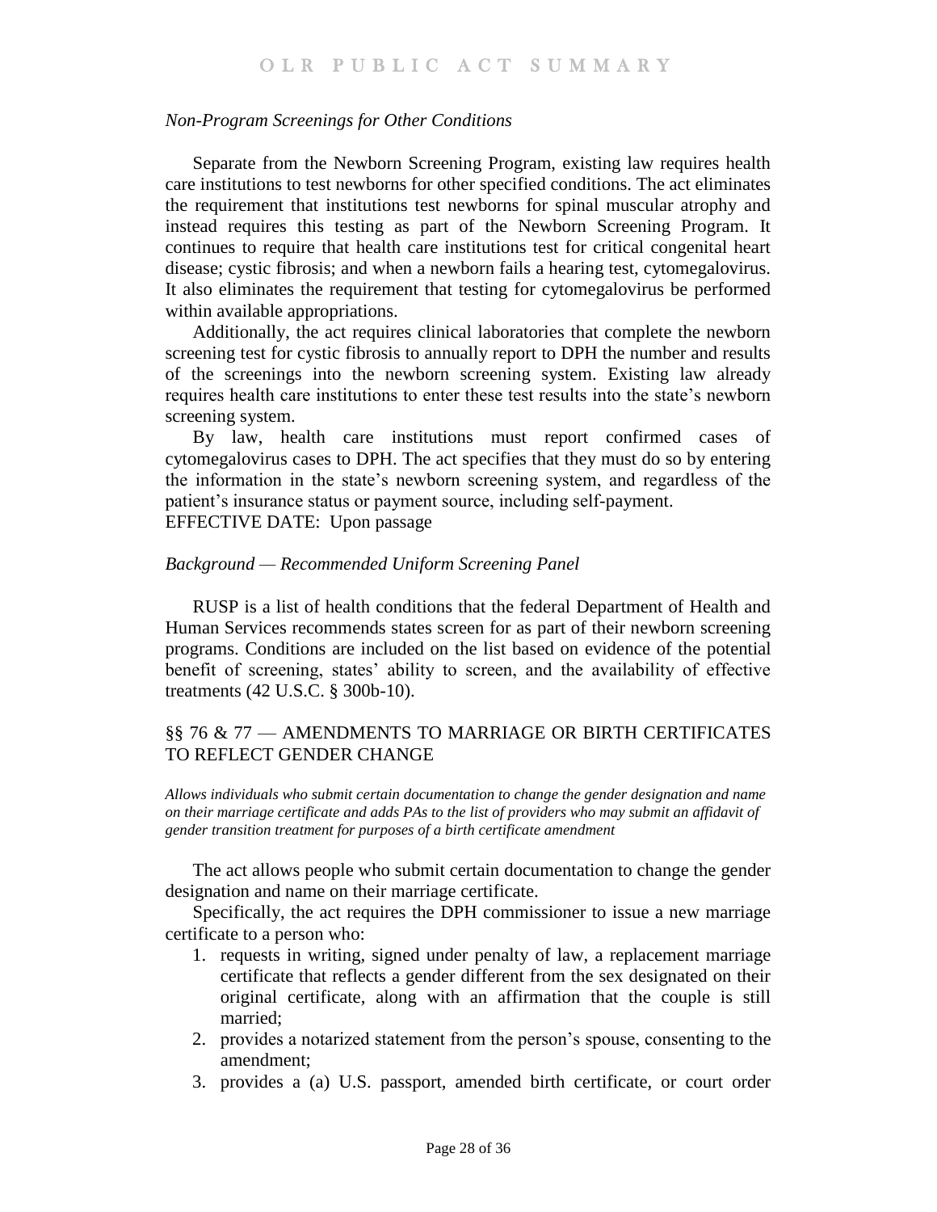*Non-Program Screenings for Other Conditions*

Separate from the Newborn Screening Program, existing law requires health care institutions to test newborns for other specified conditions. The act eliminates the requirement that institutions test newborns for spinal muscular atrophy and instead requires this testing as part of the Newborn Screening Program. It continues to require that health care institutions test for critical congenital heart disease; cystic fibrosis; and when a newborn fails a hearing test, cytomegalovirus. It also eliminates the requirement that testing for cytomegalovirus be performed within available appropriations.

Additionally, the act requires clinical laboratories that complete the newborn screening test for cystic fibrosis to annually report to DPH the number and results of the screenings into the newborn screening system. Existing law already requires health care institutions to enter these test results into the state's newborn screening system.

By law, health care institutions must report confirmed cases of cytomegalovirus cases to DPH. The act specifies that they must do so by entering the information in the state's newborn screening system, and regardless of the patient's insurance status or payment source, including self-payment.

EFFECTIVE DATE: Upon passage

*Background — Recommended Uniform Screening Panel*

RUSP is a list of health conditions that the federal Department of Health and Human Services recommends states screen for as part of their newborn screening programs. Conditions are included on the list based on evidence of the potential benefit of screening, states' ability to screen, and the availability of effective treatments (42 U.S.C. § 300b-10).

## §§ 76 & 77 — AMENDMENTS TO MARRIAGE OR BIRTH CERTIFICATES TO REFLECT GENDER CHANGE

*Allows individuals who submit certain documentation to change the gender designation and name on their marriage certificate and adds PAs to the list of providers who may submit an affidavit of gender transition treatment for purposes of a birth certificate amendment*

The act allows people who submit certain documentation to change the gender designation and name on their marriage certificate.

Specifically, the act requires the DPH commissioner to issue a new marriage certificate to a person who:

1. requests in writing, signed under penalty of law, a replacement marriage certificate that reflects a gender different from the sex designated on their original certificate, along with an affirmation that the couple is still married;
2. provides a notarized statement from the person's spouse, consenting to the amendment;
3. provides a (a) U.S. passport, amended birth certificate, or court order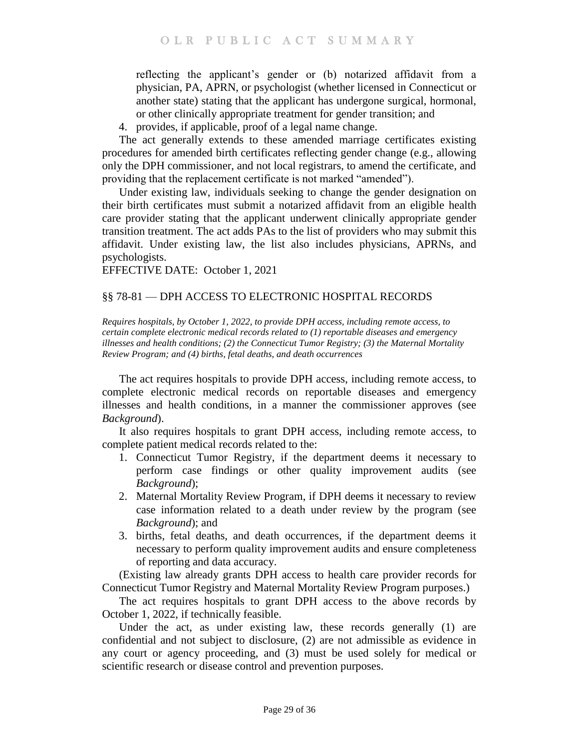reflecting the applicant's gender or (b) notarized affidavit from a physician, PA, APRN, or psychologist (whether licensed in Connecticut or another state) stating that the applicant has undergone surgical, hormonal, or other clinically appropriate treatment for gender transition; and

4. provides, if applicable, proof of a legal name change.

The act generally extends to these amended marriage certificates existing procedures for amended birth certificates reflecting gender change (e.g., allowing only the DPH commissioner, and not local registrars, to amend the certificate, and providing that the replacement certificate is not marked "amended").

Under existing law, individuals seeking to change the gender designation on their birth certificates must submit a notarized affidavit from an eligible health care provider stating that the applicant underwent clinically appropriate gender transition treatment. The act adds PAs to the list of providers who may submit this affidavit. Under existing law, the list also includes physicians, APRNs, and psychologists.

EFFECTIVE DATE: October 1, 2021

## §§ 78-81 — DPH ACCESS TO ELECTRONIC HOSPITAL RECORDS

*Requires hospitals, by October 1, 2022, to provide DPH access, including remote access, to certain complete electronic medical records related to (1) reportable diseases and emergency illnesses and health conditions; (2) the Connecticut Tumor Registry; (3) the Maternal Mortality Review Program; and (4) births, fetal deaths, and death occurrences*

The act requires hospitals to provide DPH access, including remote access, to complete electronic medical records on reportable diseases and emergency illnesses and health conditions, in a manner the commissioner approves (see *Background*).

It also requires hospitals to grant DPH access, including remote access, to complete patient medical records related to the:

1. Connecticut Tumor Registry, if the department deems it necessary to perform case findings or other quality improvement audits (see *Background*);
2. Maternal Mortality Review Program, if DPH deems it necessary to review case information related to a death under review by the program (see *Background*); and
3. births, fetal deaths, and death occurrences, if the department deems it necessary to perform quality improvement audits and ensure completeness of reporting and data accuracy.

(Existing law already grants DPH access to health care provider records for Connecticut Tumor Registry and Maternal Mortality Review Program purposes.)

The act requires hospitals to grant DPH access to the above records by October 1, 2022, if technically feasible.

Under the act, as under existing law, these records generally (1) are confidential and not subject to disclosure, (2) are not admissible as evidence in any court or agency proceeding, and (3) must be used solely for medical or scientific research or disease control and prevention purposes.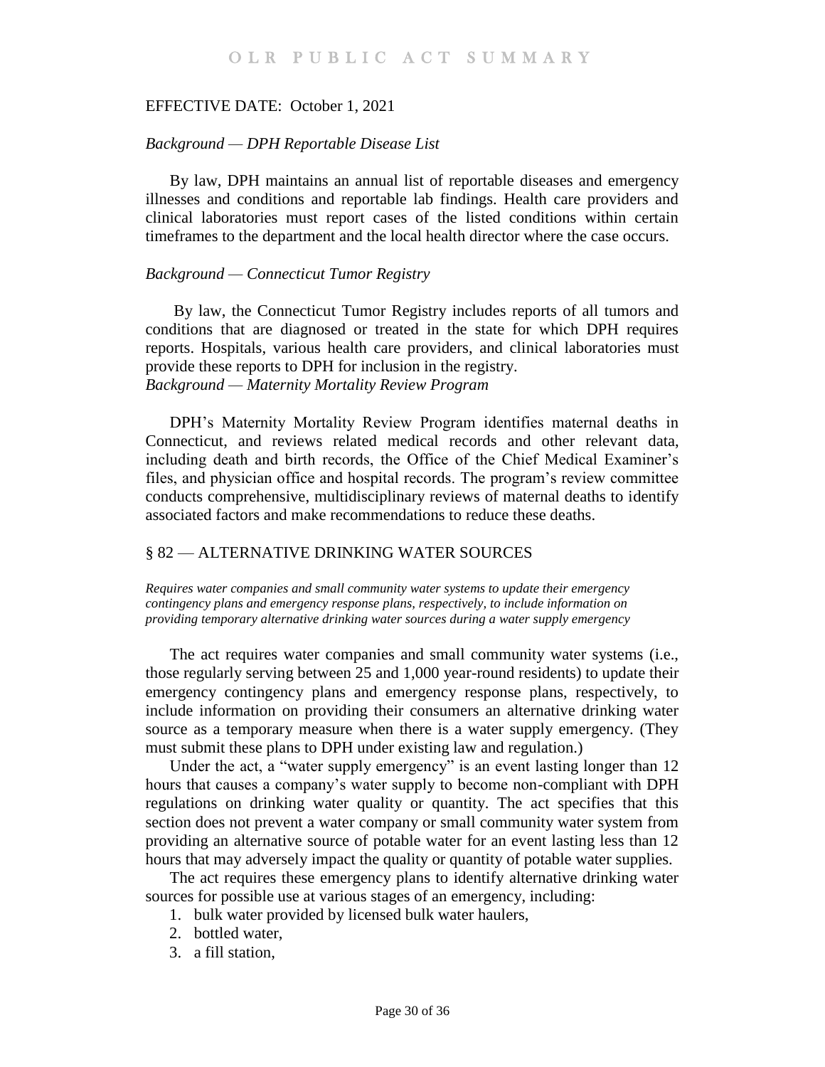EFFECTIVE DATE: October 1, 2021

*Background — DPH Reportable Disease List*

By law, DPH maintains an annual list of reportable diseases and emergency illnesses and conditions and reportable lab findings. Health care providers and clinical laboratories must report cases of the listed conditions within certain timeframes to the department and the local health director where the case occurs.

*Background — Connecticut Tumor Registry*

By law, the Connecticut Tumor Registry includes reports of all tumors and conditions that are diagnosed or treated in the state for which DPH requires reports. Hospitals, various health care providers, and clinical laboratories must provide these reports to DPH for inclusion in the registry.

*Background — Maternity Mortality Review Program*

DPH's Maternity Mortality Review Program identifies maternal deaths in Connecticut, and reviews related medical records and other relevant data, including death and birth records, the Office of the Chief Medical Examiner's files, and physician office and hospital records. The program's review committee conducts comprehensive, multidisciplinary reviews of maternal deaths to identify associated factors and make recommendations to reduce these deaths.

## § 82 — ALTERNATIVE DRINKING WATER SOURCES

*Requires water companies and small community water systems to update their emergency contingency plans and emergency response plans, respectively, to include information on providing temporary alternative drinking water sources during a water supply emergency*

The act requires water companies and small community water systems (i.e., those regularly serving between 25 and 1,000 year-round residents) to update their emergency contingency plans and emergency response plans, respectively, to include information on providing their consumers an alternative drinking water source as a temporary measure when there is a water supply emergency. (They must submit these plans to DPH under existing law and regulation.)

Under the act, a "water supply emergency" is an event lasting longer than 12 hours that causes a company's water supply to become non-compliant with DPH regulations on drinking water quality or quantity. The act specifies that this section does not prevent a water company or small community water system from providing an alternative source of potable water for an event lasting less than 12 hours that may adversely impact the quality or quantity of potable water supplies.

The act requires these emergency plans to identify alternative drinking water sources for possible use at various stages of an emergency, including:

1. bulk water provided by licensed bulk water haulers,
2. bottled water,
3. a fill station,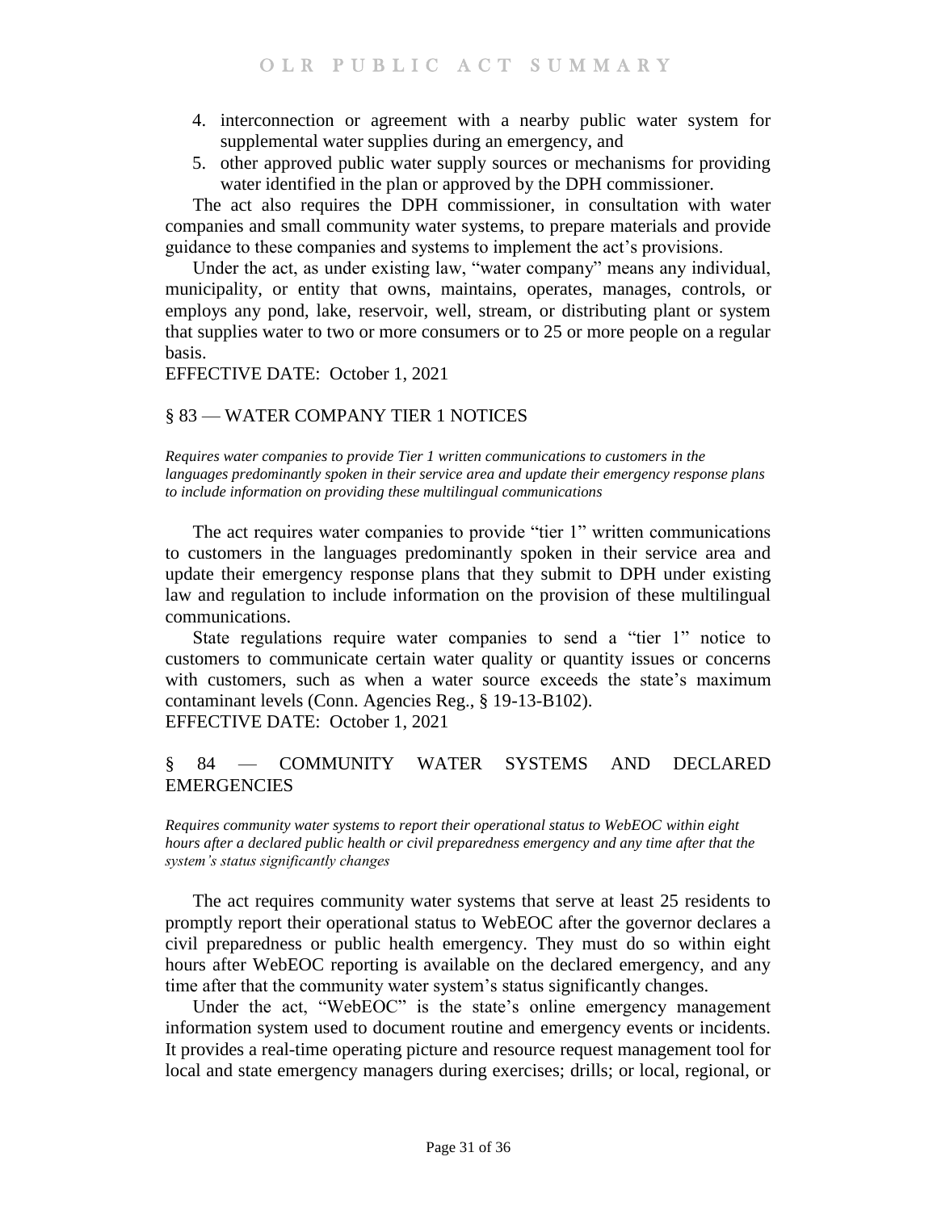4. interconnection or agreement with a nearby public water system for supplemental water supplies during an emergency, and
5. other approved public water supply sources or mechanisms for providing water identified in the plan or approved by the DPH commissioner.

The act also requires the DPH commissioner, in consultation with water companies and small community water systems, to prepare materials and provide guidance to these companies and systems to implement the act's provisions.

Under the act, as under existing law, "water company" means any individual, municipality, or entity that owns, maintains, operates, manages, controls, or employs any pond, lake, reservoir, well, stream, or distributing plant or system that supplies water to two or more consumers or to 25 or more people on a regular basis.

EFFECTIVE DATE: October 1, 2021

## § 83 — WATER COMPANY TIER 1 NOTICES

*Requires water companies to provide Tier 1 written communications to customers in the languages predominantly spoken in their service area and update their emergency response plans to include information on providing these multilingual communications*

The act requires water companies to provide "tier 1" written communications to customers in the languages predominantly spoken in their service area and update their emergency response plans that they submit to DPH under existing law and regulation to include information on the provision of these multilingual communications.

State regulations require water companies to send a "tier 1" notice to customers to communicate certain water quality or quantity issues or concerns with customers, such as when a water source exceeds the state's maximum contaminant levels (Conn. Agencies Reg., § 19-13-B102).

EFFECTIVE DATE: October 1, 2021

## § 84 — COMMUNITY WATER SYSTEMS AND DECLARED EMERGENCIES

*Requires community water systems to report their operational status to WebEOC within eight hours after a declared public health or civil preparedness emergency and any time after that the system's status significantly changes*

The act requires community water systems that serve at least 25 residents to promptly report their operational status to WebEOC after the governor declares a civil preparedness or public health emergency. They must do so within eight hours after WebEOC reporting is available on the declared emergency, and any time after that the community water system's status significantly changes.

Under the act, "WebEOC" is the state's online emergency management information system used to document routine and emergency events or incidents. It provides a real-time operating picture and resource request management tool for local and state emergency managers during exercises; drills; or local, regional, or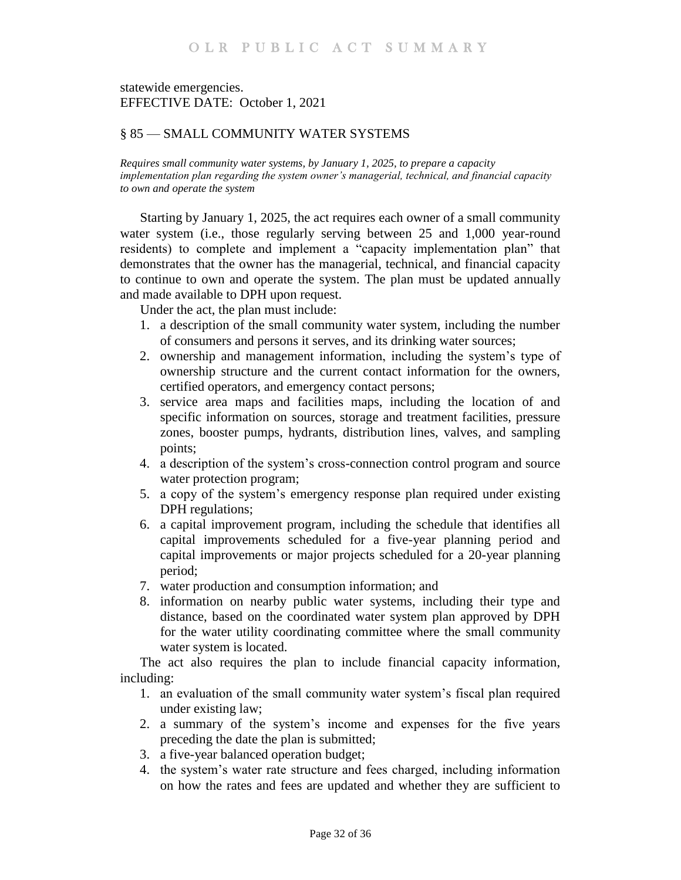statewide emergencies.
EFFECTIVE DATE: October 1, 2021

## § 85 — SMALL COMMUNITY WATER SYSTEMS

*Requires small community water systems, by January 1, 2025, to prepare a capacity implementation plan regarding the system owner's managerial, technical, and financial capacity to own and operate the system*

Starting by January 1, 2025, the act requires each owner of a small community water system (i.e., those regularly serving between 25 and 1,000 year-round residents) to complete and implement a "capacity implementation plan" that demonstrates that the owner has the managerial, technical, and financial capacity to continue to own and operate the system. The plan must be updated annually and made available to DPH upon request.

Under the act, the plan must include:

1. a description of the small community water system, including the number of consumers and persons it serves, and its drinking water sources;
2. ownership and management information, including the system's type of ownership structure and the current contact information for the owners, certified operators, and emergency contact persons;
3. service area maps and facilities maps, including the location of and specific information on sources, storage and treatment facilities, pressure zones, booster pumps, hydrants, distribution lines, valves, and sampling points;
4. a description of the system's cross-connection control program and source water protection program;
5. a copy of the system's emergency response plan required under existing DPH regulations;
6. a capital improvement program, including the schedule that identifies all capital improvements scheduled for a five-year planning period and capital improvements or major projects scheduled for a 20-year planning period;
7. water production and consumption information; and
8. information on nearby public water systems, including their type and distance, based on the coordinated water system plan approved by DPH for the water utility coordinating committee where the small community water system is located.

The act also requires the plan to include financial capacity information, including:

1. an evaluation of the small community water system's fiscal plan required under existing law;
2. a summary of the system's income and expenses for the five years preceding the date the plan is submitted;
3. a five-year balanced operation budget;
4. the system's water rate structure and fees charged, including information on how the rates and fees are updated and whether they are sufficient to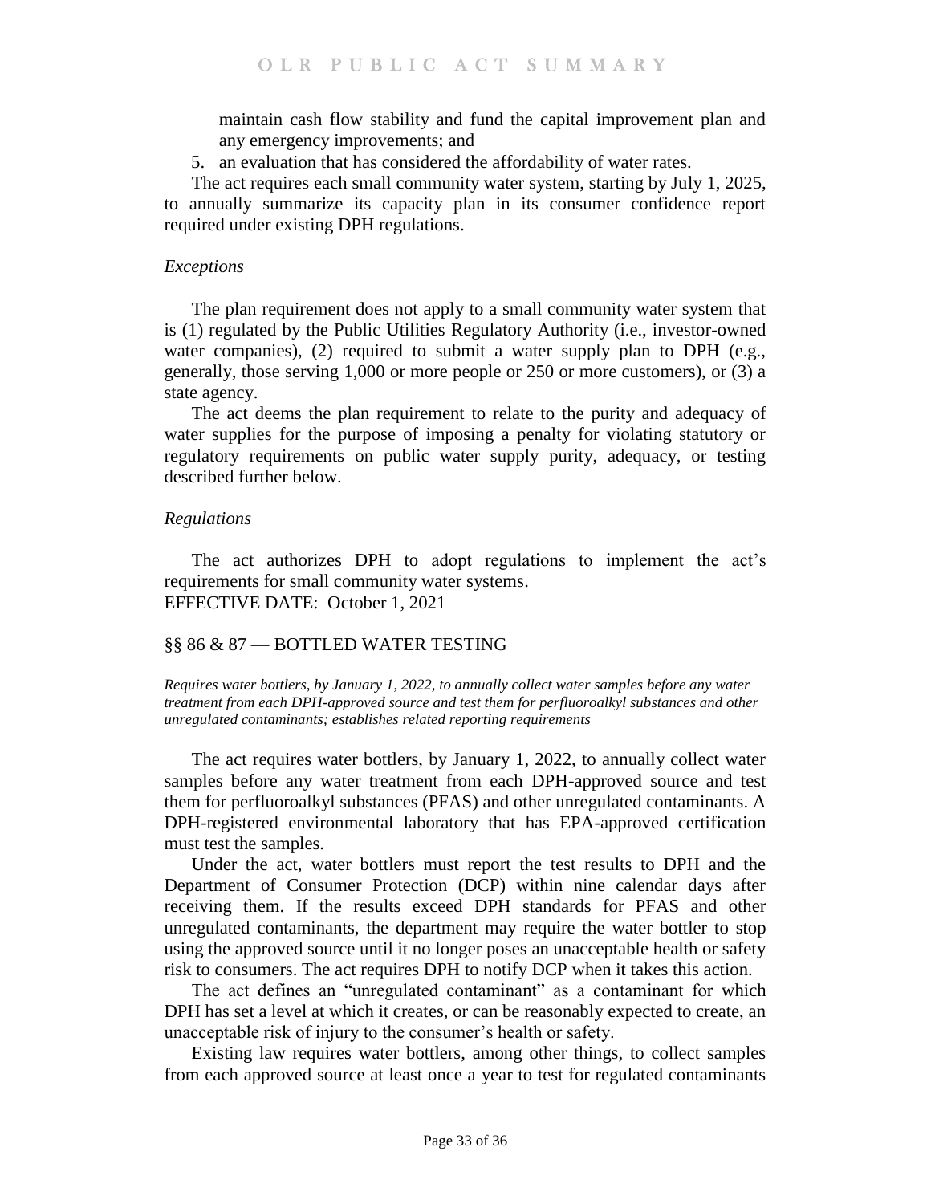maintain cash flow stability and fund the capital improvement plan and any emergency improvements; and

5. an evaluation that has considered the affordability of water rates.

The act requires each small community water system, starting by July 1, 2025, to annually summarize its capacity plan in its consumer confidence report required under existing DPH regulations.

*Exceptions*

The plan requirement does not apply to a small community water system that is (1) regulated by the Public Utilities Regulatory Authority (i.e., investor-owned water companies), (2) required to submit a water supply plan to DPH (e.g., generally, those serving 1,000 or more people or 250 or more customers), or (3) a state agency.

The act deems the plan requirement to relate to the purity and adequacy of water supplies for the purpose of imposing a penalty for violating statutory or regulatory requirements on public water supply purity, adequacy, or testing described further below.

*Regulations*

The act authorizes DPH to adopt regulations to implement the act's requirements for small community water systems.

EFFECTIVE DATE: October 1, 2021

## §§ 86 & 87 — BOTTLED WATER TESTING

*Requires water bottlers, by January 1, 2022, to annually collect water samples before any water treatment from each DPH-approved source and test them for perfluoroalkyl substances and other unregulated contaminants; establishes related reporting requirements*

The act requires water bottlers, by January 1, 2022, to annually collect water samples before any water treatment from each DPH-approved source and test them for perfluoroalkyl substances (PFAS) and other unregulated contaminants. A DPH-registered environmental laboratory that has EPA-approved certification must test the samples.

Under the act, water bottlers must report the test results to DPH and the Department of Consumer Protection (DCP) within nine calendar days after receiving them. If the results exceed DPH standards for PFAS and other unregulated contaminants, the department may require the water bottler to stop using the approved source until it no longer poses an unacceptable health or safety risk to consumers. The act requires DPH to notify DCP when it takes this action.

The act defines an "unregulated contaminant" as a contaminant for which DPH has set a level at which it creates, or can be reasonably expected to create, an unacceptable risk of injury to the consumer's health or safety.

Existing law requires water bottlers, among other things, to collect samples from each approved source at least once a year to test for regulated contaminants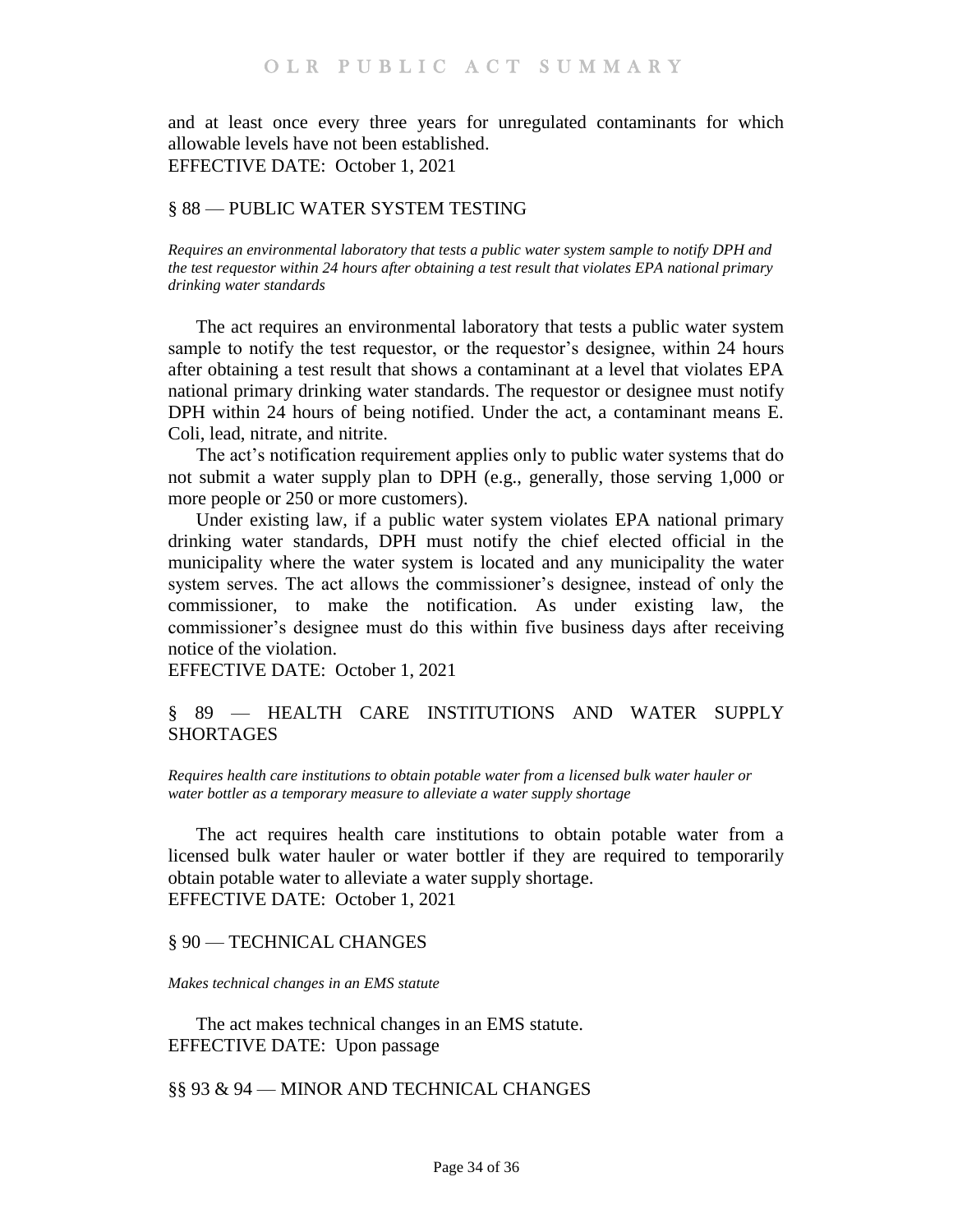and at least once every three years for unregulated contaminants for which allowable levels have not been established.
EFFECTIVE DATE: October 1, 2021

## § 88 — PUBLIC WATER SYSTEM TESTING

*Requires an environmental laboratory that tests a public water system sample to notify DPH and the test requestor within 24 hours after obtaining a test result that violates EPA national primary drinking water standards*

The act requires an environmental laboratory that tests a public water system sample to notify the test requestor, or the requestor's designee, within 24 hours after obtaining a test result that shows a contaminant at a level that violates EPA national primary drinking water standards. The requestor or designee must notify DPH within 24 hours of being notified. Under the act, a contaminant means E. Coli, lead, nitrate, and nitrite.

The act's notification requirement applies only to public water systems that do not submit a water supply plan to DPH (e.g., generally, those serving 1,000 or more people or 250 or more customers).

Under existing law, if a public water system violates EPA national primary drinking water standards, DPH must notify the chief elected official in the municipality where the water system is located and any municipality the water system serves. The act allows the commissioner's designee, instead of only the commissioner, to make the notification. As under existing law, the commissioner's designee must do this within five business days after receiving notice of the violation.
EFFECTIVE DATE: October 1, 2021

## § 89 — HEALTH CARE INSTITUTIONS AND WATER SUPPLY SHORTAGES

*Requires health care institutions to obtain potable water from a licensed bulk water hauler or water bottler as a temporary measure to alleviate a water supply shortage*

The act requires health care institutions to obtain potable water from a licensed bulk water hauler or water bottler if they are required to temporarily obtain potable water to alleviate a water supply shortage.
EFFECTIVE DATE: October 1, 2021

## § 90 — TECHNICAL CHANGES

*Makes technical changes in an EMS statute*

The act makes technical changes in an EMS statute.
EFFECTIVE DATE: Upon passage

## §§ 93 & 94 — MINOR AND TECHNICAL CHANGES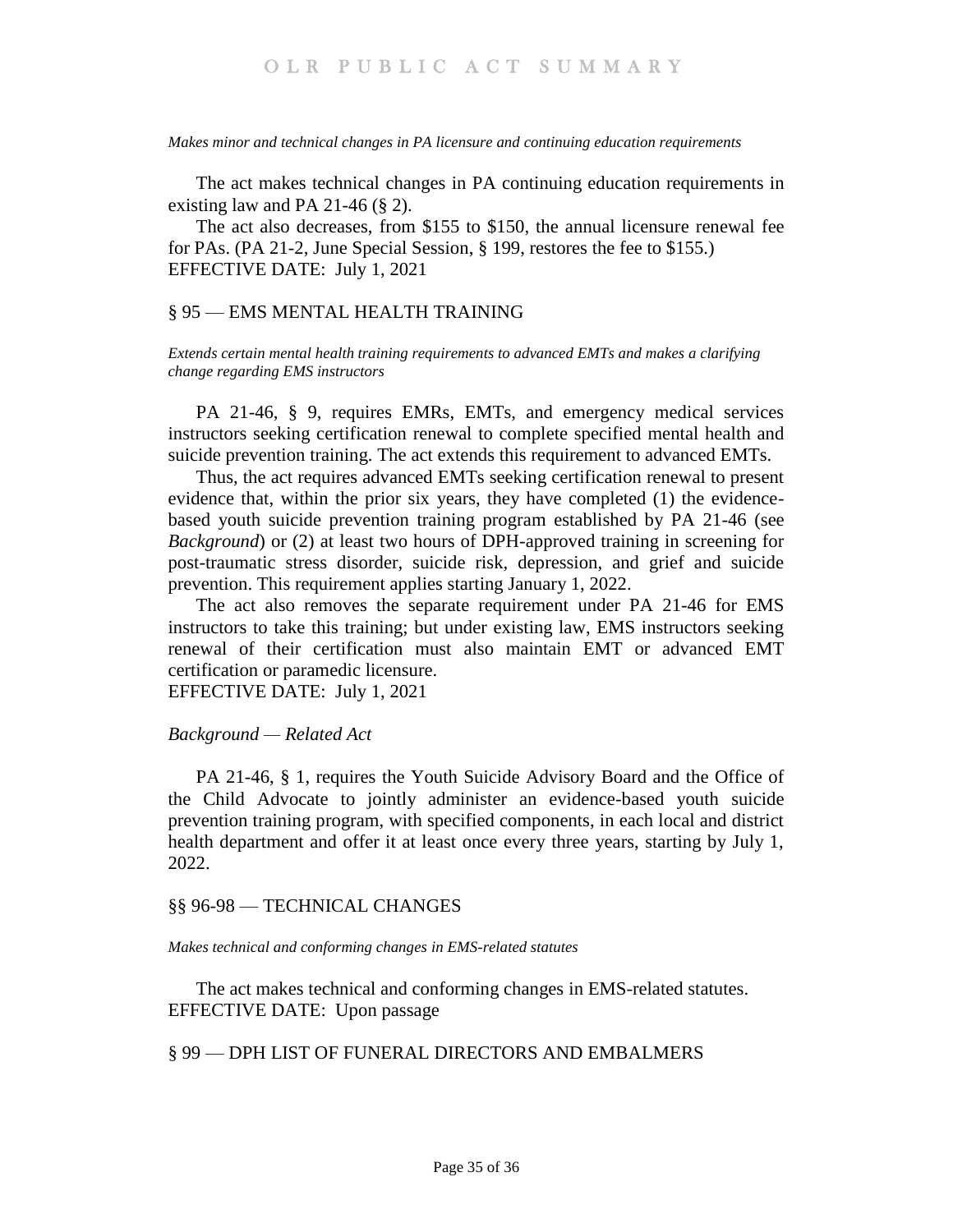*Makes minor and technical changes in PA licensure and continuing education requirements*

The act makes technical changes in PA continuing education requirements in existing law and PA 21-46 (§ 2).

The act also decreases, from $155 to $150, the annual licensure renewal fee for PAs. (PA 21-2, June Special Session, § 199, restores the fee to $155.)
EFFECTIVE DATE: July 1, 2021

## § 95 — EMS MENTAL HEALTH TRAINING

*Extends certain mental health training requirements to advanced EMTs and makes a clarifying change regarding EMS instructors*

PA 21-46, § 9, requires EMRs, EMTs, and emergency medical services instructors seeking certification renewal to complete specified mental health and suicide prevention training. The act extends this requirement to advanced EMTs.

Thus, the act requires advanced EMTs seeking certification renewal to present evidence that, within the prior six years, they have completed (1) the evidence-based youth suicide prevention training program established by PA 21-46 (see *Background*) or (2) at least two hours of DPH-approved training in screening for post-traumatic stress disorder, suicide risk, depression, and grief and suicide prevention. This requirement applies starting January 1, 2022.

The act also removes the separate requirement under PA 21-46 for EMS instructors to take this training; but under existing law, EMS instructors seeking renewal of their certification must also maintain EMT or advanced EMT certification or paramedic licensure.
EFFECTIVE DATE: July 1, 2021

### *Background — Related Act*

PA 21-46, § 1, requires the Youth Suicide Advisory Board and the Office of the Child Advocate to jointly administer an evidence-based youth suicide prevention training program, with specified components, in each local and district health department and offer it at least once every three years, starting by July 1, 2022.

## §§ 96-98 — TECHNICAL CHANGES

*Makes technical and conforming changes in EMS-related statutes*

The act makes technical and conforming changes in EMS-related statutes.
EFFECTIVE DATE: Upon passage

## § 99 — DPH LIST OF FUNERAL DIRECTORS AND EMBALMERS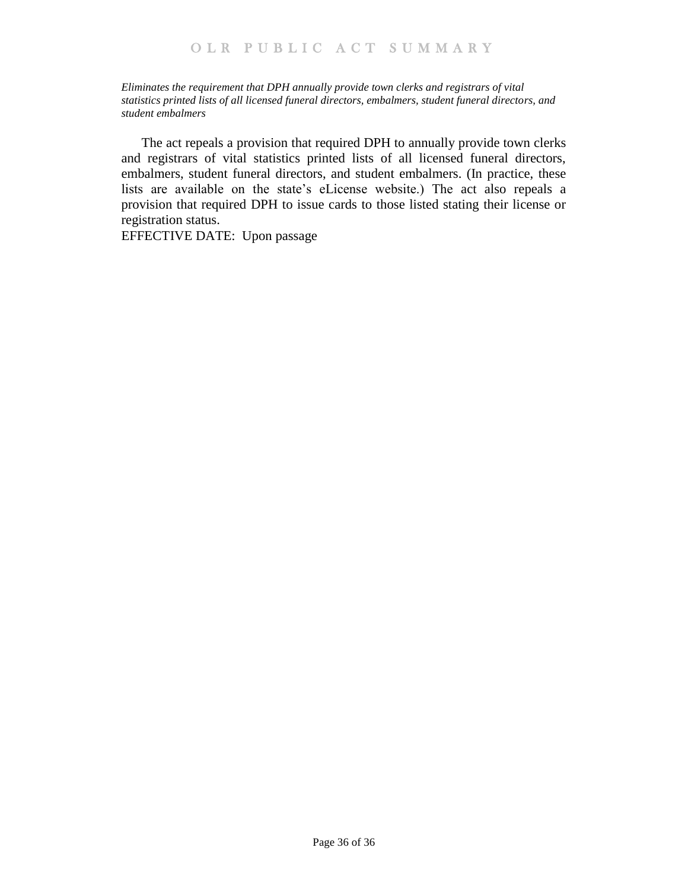*Eliminates the requirement that DPH annually provide town clerks and registrars of vital statistics printed lists of all licensed funeral directors, embalmers, student funeral directors, and student embalmers*

The act repeals a provision that required DPH to annually provide town clerks and registrars of vital statistics printed lists of all licensed funeral directors, embalmers, student funeral directors, and student embalmers. (In practice, these lists are available on the state's eLicense website.) The act also repeals a provision that required DPH to issue cards to those listed stating their license or registration status.

EFFECTIVE DATE: Upon passage